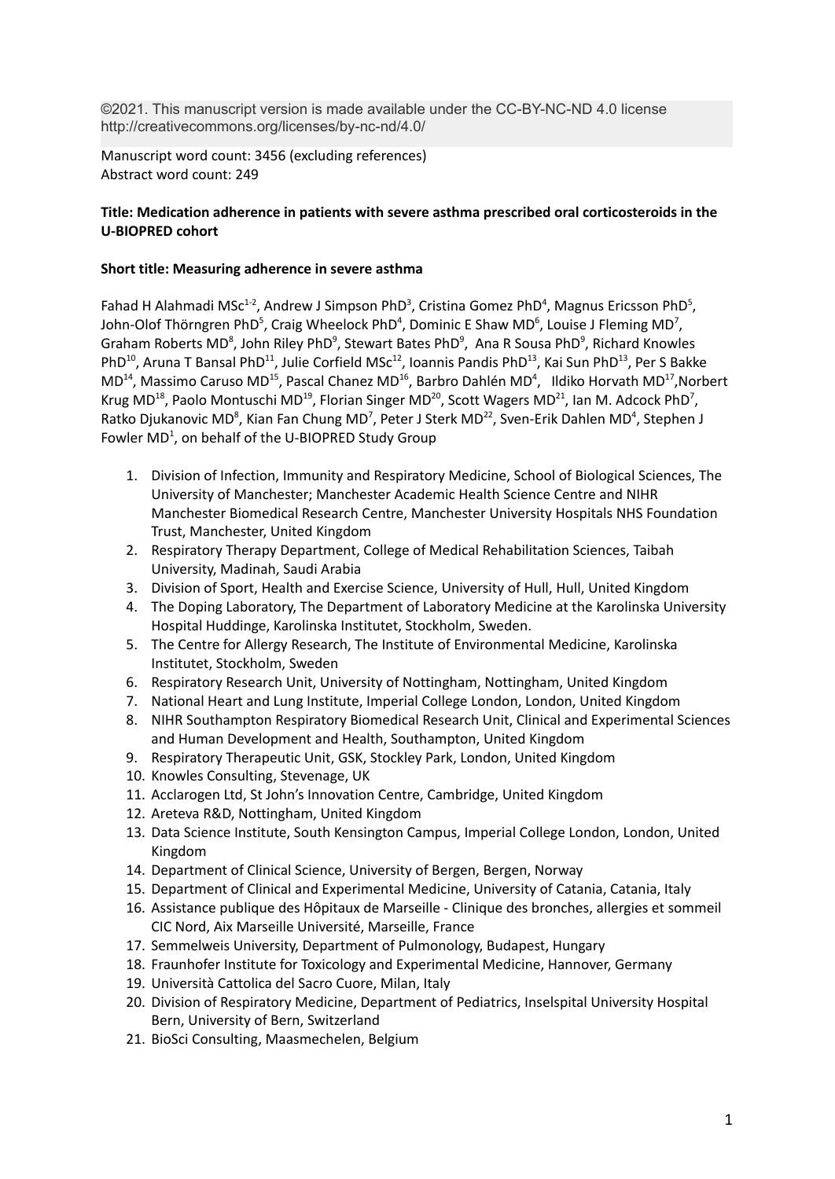©2021. This manuscript version is made available under the CC-BY-NC-ND 4.0 license http://creativecommons.org/licenses/by-nc-nd/4.0/

Manuscript word count: 3456 (excluding references)
Abstract word count: 249

**Title: Medication adherence in patients with severe asthma prescribed oral corticosteroids in the U-BIOPRED cohort**

**Short title: Measuring adherence in severe asthma**

Fahad H Alahmadi MSc[1-2], Andrew J Simpson PhD[3], Cristina Gomez PhD[4], Magnus Ericsson PhD[5], John-Olof Thörngren PhD[5], Craig Wheelock PhD[4], Dominic E Shaw MD[6], Louise J Fleming MD[7], Graham Roberts MD[8], John Riley PhD[9], Stewart Bates PhD[9], Ana R Sousa PhD[9], Richard Knowles PhD[10], Aruna T Bansal PhD[11], Julie Corfield MSc[12], Ioannis Pandis PhD[13], Kai Sun PhD[13], Per S Bakke MD[14], Massimo Caruso MD[15], Pascal Chanez MD[16], Barbro Dahlén MD[4], Ildiko Horvath MD[17], Norbert Krug MD[18], Paolo Montuschi MD[19], Florian Singer MD[20], Scott Wagers MD[21], Ian M. Adcock PhD[7], Ratko Djukanovic MD[8], Kian Fan Chung MD[7], Peter J Sterk MD[22], Sven-Erik Dahlen MD[4], Stephen J Fowler MD[1], on behalf of the U-BIOPRED Study Group

1. Division of Infection, Immunity and Respiratory Medicine, School of Biological Sciences, The University of Manchester; Manchester Academic Health Science Centre and NIHR Manchester Biomedical Research Centre, Manchester University Hospitals NHS Foundation Trust, Manchester, United Kingdom
2. Respiratory Therapy Department, College of Medical Rehabilitation Sciences, Taibah University, Madinah, Saudi Arabia
3. Division of Sport, Health and Exercise Science, University of Hull, Hull, United Kingdom
4. The Doping Laboratory, The Department of Laboratory Medicine at the Karolinska University Hospital Huddinge, Karolinska Institutet, Stockholm, Sweden.
5. The Centre for Allergy Research, The Institute of Environmental Medicine, Karolinska Institutet, Stockholm, Sweden
6. Respiratory Research Unit, University of Nottingham, Nottingham, United Kingdom
7. National Heart and Lung Institute, Imperial College London, London, United Kingdom
8. NIHR Southampton Respiratory Biomedical Research Unit, Clinical and Experimental Sciences and Human Development and Health, Southampton, United Kingdom
9. Respiratory Therapeutic Unit, GSK, Stockley Park, London, United Kingdom
10. Knowles Consulting, Stevenage, UK
11. Acclarogen Ltd, St John's Innovation Centre, Cambridge, United Kingdom
12. Areteva R&D, Nottingham, United Kingdom
13. Data Science Institute, South Kensington Campus, Imperial College London, London, United Kingdom
14. Department of Clinical Science, University of Bergen, Bergen, Norway
15. Department of Clinical and Experimental Medicine, University of Catania, Catania, Italy
16. Assistance publique des Hôpitaux de Marseille - Clinique des bronches, allergies et sommeil CIC Nord, Aix Marseille Université, Marseille, France
17. Semmelweis University, Department of Pulmonology, Budapest, Hungary
18. Fraunhofer Institute for Toxicology and Experimental Medicine, Hannover, Germany
19. Università Cattolica del Sacro Cuore, Milan, Italy
20. Division of Respiratory Medicine, Department of Pediatrics, Inselspital University Hospital Bern, University of Bern, Switzerland
21. BioSci Consulting, Maasmechelen, Belgium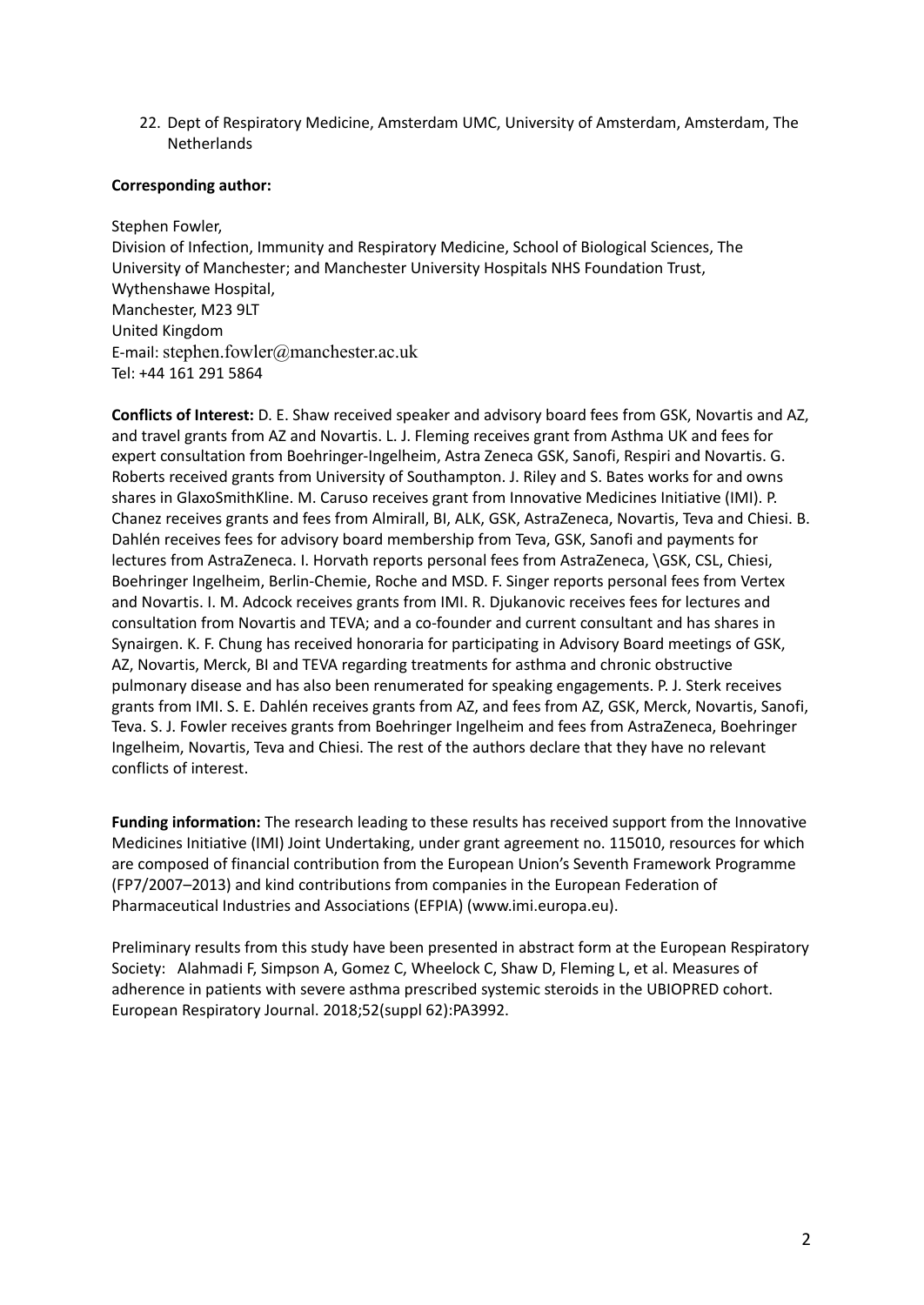22. Dept of Respiratory Medicine, Amsterdam UMC, University of Amsterdam, Amsterdam, The Netherlands

**Corresponding author:**

Stephen Fowler,
Division of Infection, Immunity and Respiratory Medicine, School of Biological Sciences, The University of Manchester; and Manchester University Hospitals NHS Foundation Trust, Wythenshawe Hospital,
Manchester, M23 9LT
United Kingdom
E-mail: stephen.fowler@manchester.ac.uk
Tel: +44 161 291 5864

**Conflicts of Interest:** D. E. Shaw received speaker and advisory board fees from GSK, Novartis and AZ, and travel grants from AZ and Novartis. L. J. Fleming receives grant from Asthma UK and fees for expert consultation from Boehringer-Ingelheim, Astra Zeneca GSK, Sanofi, Respiri and Novartis. G. Roberts received grants from University of Southampton. J. Riley and S. Bates works for and owns shares in GlaxoSmithKline. M. Caruso receives grant from Innovative Medicines Initiative (IMI). P. Chanez receives grants and fees from Almirall, BI, ALK, GSK, AstraZeneca, Novartis, Teva and Chiesi. B. Dahlén receives fees for advisory board membership from Teva, GSK, Sanofi and payments for lectures from AstraZeneca. I. Horvath reports personal fees from AstraZeneca, \GSK, CSL, Chiesi, Boehringer Ingelheim, Berlin-Chemie, Roche and MSD. F. Singer reports personal fees from Vertex and Novartis. I. M. Adcock receives grants from IMI. R. Djukanovic receives fees for lectures and consultation from Novartis and TEVA; and a co-founder and current consultant and has shares in Synairgen. K. F. Chung has received honoraria for participating in Advisory Board meetings of GSK, AZ, Novartis, Merck, BI and TEVA regarding treatments for asthma and chronic obstructive pulmonary disease and has also been renumerated for speaking engagements. P. J. Sterk receives grants from IMI. S. E. Dahlén receives grants from AZ, and fees from AZ, GSK, Merck, Novartis, Sanofi, Teva. S. J. Fowler receives grants from Boehringer Ingelheim and fees from AstraZeneca, Boehringer Ingelheim, Novartis, Teva and Chiesi. The rest of the authors declare that they have no relevant conflicts of interest.

**Funding information:** The research leading to these results has received support from the Innovative Medicines Initiative (IMI) Joint Undertaking, under grant agreement no. 115010, resources for which are composed of financial contribution from the European Union's Seventh Framework Programme (FP7/2007–2013) and kind contributions from companies in the European Federation of Pharmaceutical Industries and Associations (EFPIA) (www.imi.europa.eu).

Preliminary results from this study have been presented in abstract form at the European Respiratory Society: Alahmadi F, Simpson A, Gomez C, Wheelock C, Shaw D, Fleming L, et al. Measures of adherence in patients with severe asthma prescribed systemic steroids in the UBIOPRED cohort. European Respiratory Journal. 2018;52(suppl 62):PA3992.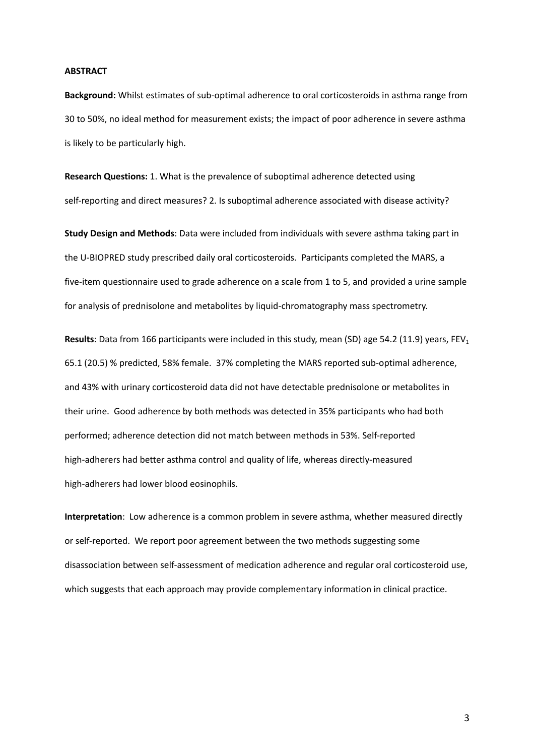## ABSTRACT

**Background:** Whilst estimates of sub-optimal adherence to oral corticosteroids in asthma range from 30 to 50%, no ideal method for measurement exists; the impact of poor adherence in severe asthma is likely to be particularly high.

**Research Questions:** 1. What is the prevalence of suboptimal adherence detected using self-reporting and direct measures? 2. Is suboptimal adherence associated with disease activity?

**Study Design and Methods**: Data were included from individuals with severe asthma taking part in the U-BIOPRED study prescribed daily oral corticosteroids. Participants completed the MARS, a five-item questionnaire used to grade adherence on a scale from 1 to 5, and provided a urine sample for analysis of prednisolone and metabolites by liquid-chromatography mass spectrometry.

**Results**: Data from 166 participants were included in this study, mean (SD) age 54.2 (11.9) years, $FEV_1$ 65.1 (20.5) % predicted, 58% female. 37% completing the MARS reported sub-optimal adherence, and 43% with urinary corticosteroid data did not have detectable prednisolone or metabolites in their urine. Good adherence by both methods was detected in 35% participants who had both performed; adherence detection did not match between methods in 53%. Self-reported high-adherers had better asthma control and quality of life, whereas directly-measured high-adherers had lower blood eosinophils.

**Interpretation**: Low adherence is a common problem in severe asthma, whether measured directly or self-reported. We report poor agreement between the two methods suggesting some disassociation between self-assessment of medication adherence and regular oral corticosteroid use, which suggests that each approach may provide complementary information in clinical practice.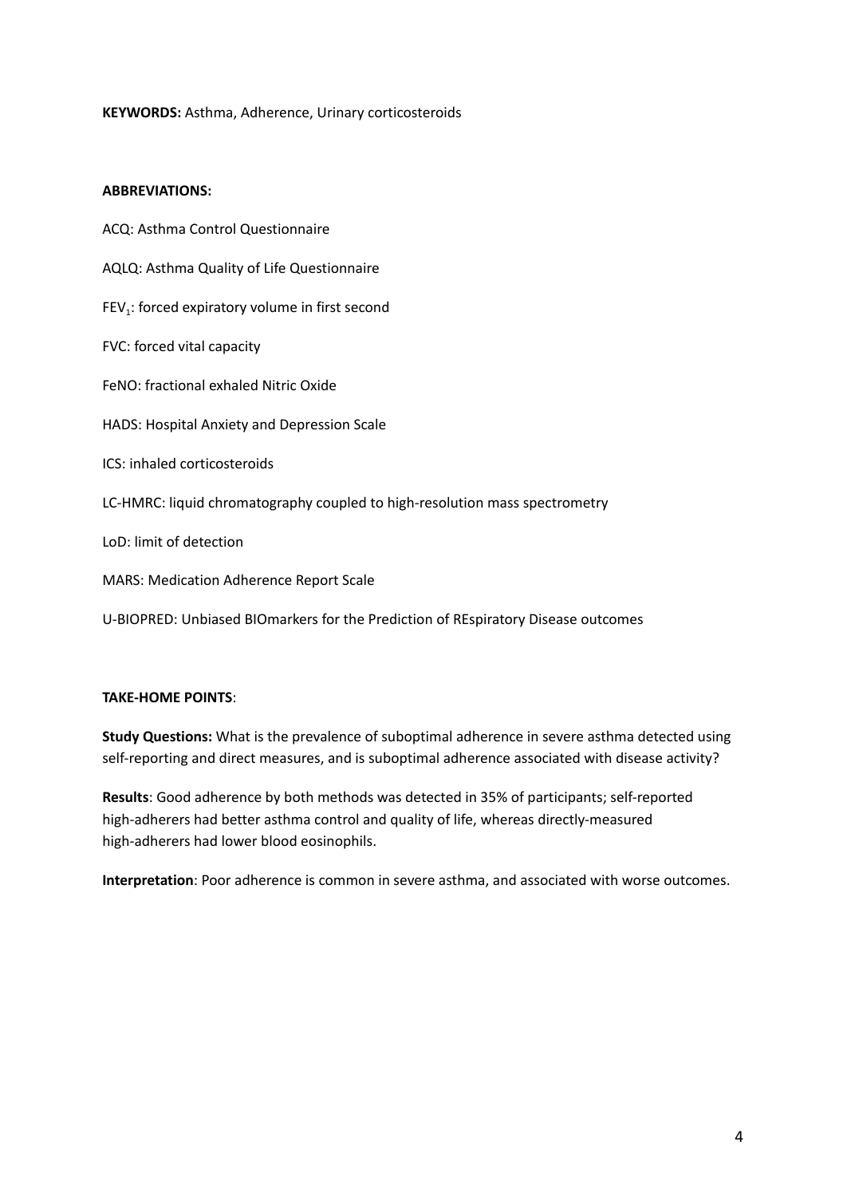**KEYWORDS:** Asthma, Adherence, Urinary corticosteroids

**ABBREVIATIONS:**

ACQ: Asthma Control Questionnaire

AQLQ: Asthma Quality of Life Questionnaire

$FEV_1$: forced expiratory volume in first second

FVC: forced vital capacity

FeNO: fractional exhaled Nitric Oxide

HADS: Hospital Anxiety and Depression Scale

ICS: inhaled corticosteroids

LC-HMRC: liquid chromatography coupled to high-resolution mass spectrometry

LoD: limit of detection

MARS: Medication Adherence Report Scale

U-BIOPRED: Unbiased BIOmarkers for the Prediction of REspiratory Disease outcomes

**TAKE-HOME POINTS**:

**Study Questions:** What is the prevalence of suboptimal adherence in severe asthma detected using self-reporting and direct measures, and is suboptimal adherence associated with disease activity?

**Results**: Good adherence by both methods was detected in 35% of participants; self-reported high-adherers had better asthma control and quality of life, whereas directly-measured high-adherers had lower blood eosinophils.

**Interpretation**: Poor adherence is common in severe asthma, and associated with worse outcomes.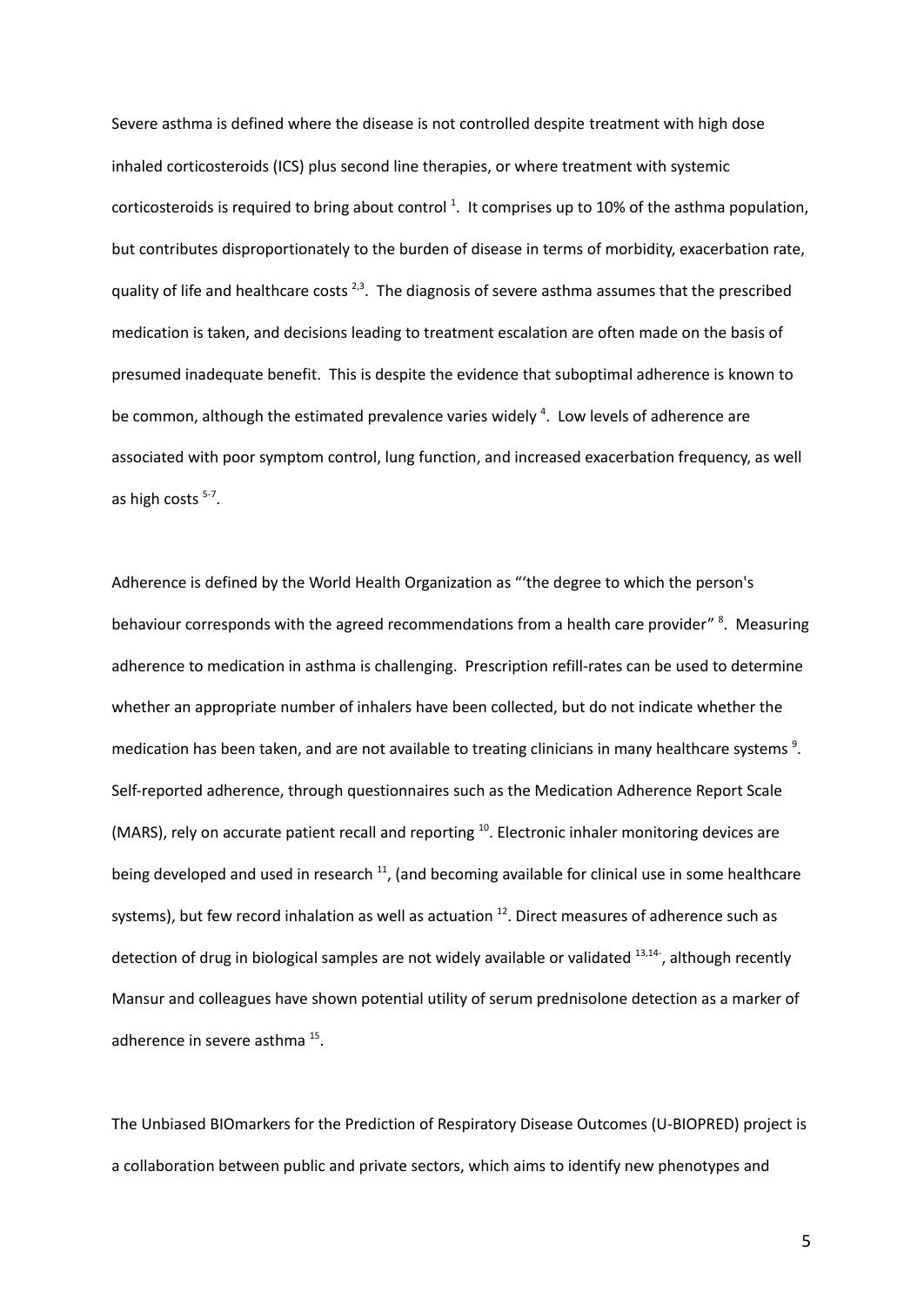Severe asthma is defined where the disease is not controlled despite treatment with high dose inhaled corticosteroids (ICS) plus second line therapies, or where treatment with systemic corticosteroids is required to bring about control [1]. It comprises up to 10% of the asthma population, but contributes disproportionately to the burden of disease in terms of morbidity, exacerbation rate, quality of life and healthcare costs [2,3]. The diagnosis of severe asthma assumes that the prescribed medication is taken, and decisions leading to treatment escalation are often made on the basis of presumed inadequate benefit. This is despite the evidence that suboptimal adherence is known to be common, although the estimated prevalence varies widely [4]. Low levels of adherence are associated with poor symptom control, lung function, and increased exacerbation frequency, as well as high costs [5-7].

Adherence is defined by the World Health Organization as "'the degree to which the person's behaviour corresponds with the agreed recommendations from a health care provider" [8]. Measuring adherence to medication in asthma is challenging. Prescription refill-rates can be used to determine whether an appropriate number of inhalers have been collected, but do not indicate whether the medication has been taken, and are not available to treating clinicians in many healthcare systems [9]. Self-reported adherence, through questionnaires such as the Medication Adherence Report Scale (MARS), rely on accurate patient recall and reporting [10]. Electronic inhaler monitoring devices are being developed and used in research [11], (and becoming available for clinical use in some healthcare systems), but few record inhalation as well as actuation [12]. Direct measures of adherence such as detection of drug in biological samples are not widely available or validated [13,14-], although recently Mansur and colleagues have shown potential utility of serum prednisolone detection as a marker of adherence in severe asthma [15].

The Unbiased BIOmarkers for the Prediction of Respiratory Disease Outcomes (U-BIOPRED) project is a collaboration between public and private sectors, which aims to identify new phenotypes and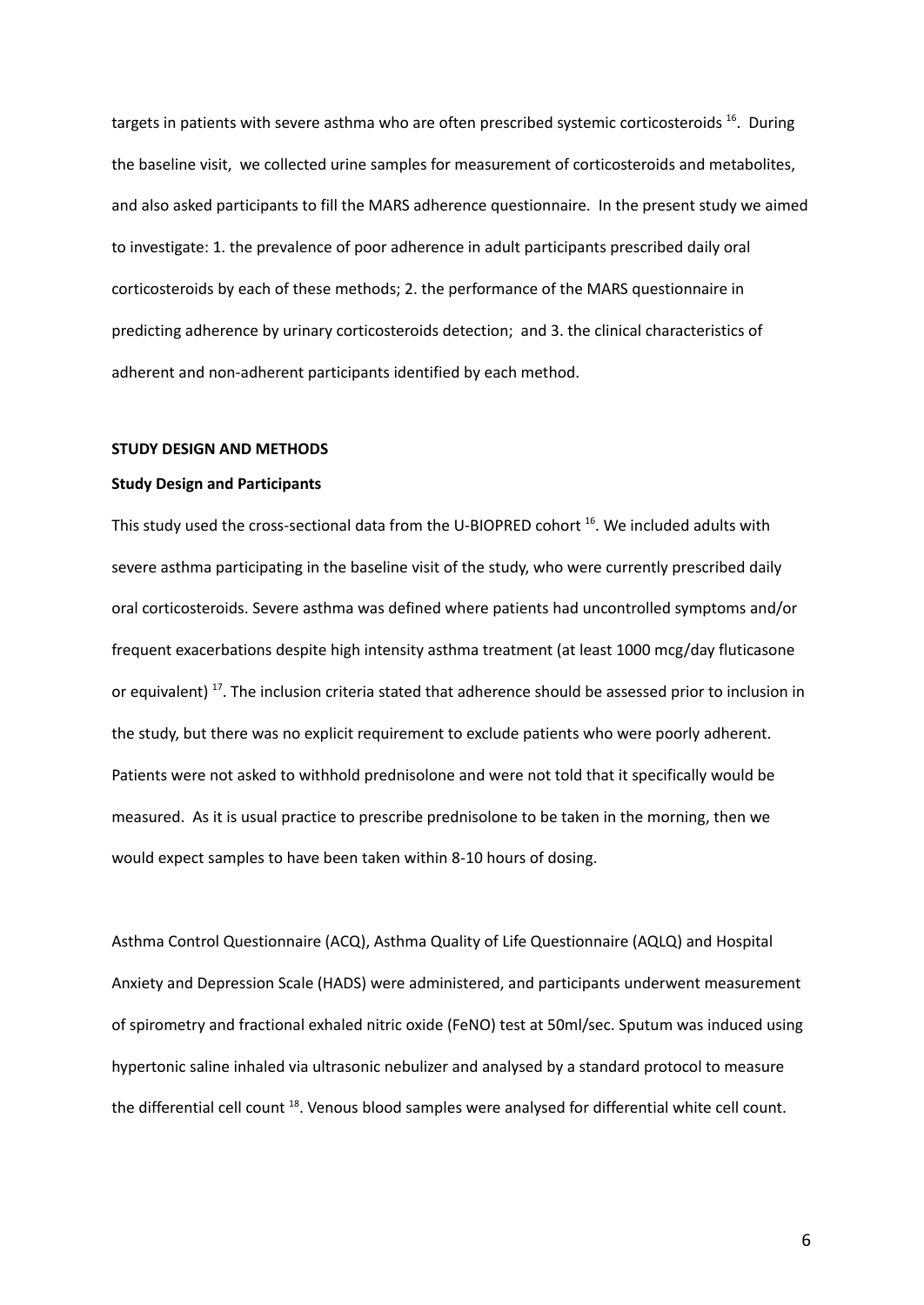targets in patients with severe asthma who are often prescribed systemic corticosteroids [16]. During the baseline visit, we collected urine samples for measurement of corticosteroids and metabolites, and also asked participants to fill the MARS adherence questionnaire. In the present study we aimed to investigate: 1. the prevalence of poor adherence in adult participants prescribed daily oral corticosteroids by each of these methods; 2. the performance of the MARS questionnaire in predicting adherence by urinary corticosteroids detection; and 3. the clinical characteristics of adherent and non-adherent participants identified by each method.

## STUDY DESIGN AND METHODS

### Study Design and Participants

This study used the cross-sectional data from the U-BIOPRED cohort [16]. We included adults with severe asthma participating in the baseline visit of the study, who were currently prescribed daily oral corticosteroids. Severe asthma was defined where patients had uncontrolled symptoms and/or frequent exacerbations despite high intensity asthma treatment (at least 1000 mcg/day fluticasone or equivalent) [17]. The inclusion criteria stated that adherence should be assessed prior to inclusion in the study, but there was no explicit requirement to exclude patients who were poorly adherent. Patients were not asked to withhold prednisolone and were not told that it specifically would be measured. As it is usual practice to prescribe prednisolone to be taken in the morning, then we would expect samples to have been taken within 8-10 hours of dosing.

Asthma Control Questionnaire (ACQ), Asthma Quality of Life Questionnaire (AQLQ) and Hospital Anxiety and Depression Scale (HADS) were administered, and participants underwent measurement of spirometry and fractional exhaled nitric oxide (FeNO) test at 50ml/sec. Sputum was induced using hypertonic saline inhaled via ultrasonic nebulizer and analysed by a standard protocol to measure the differential cell count [18]. Venous blood samples were analysed for differential white cell count.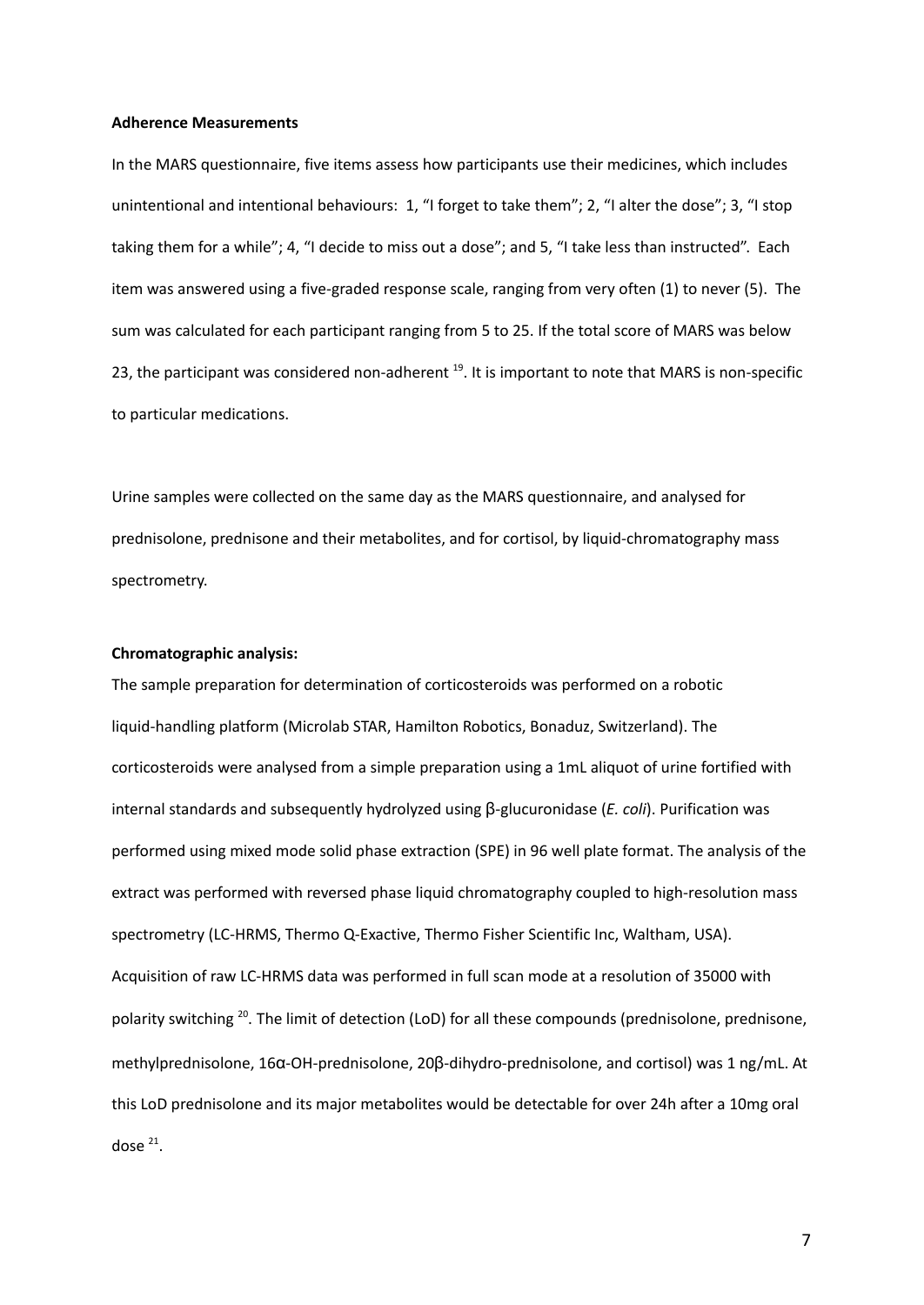**Adherence Measurements**

In the MARS questionnaire, five items assess how participants use their medicines, which includes unintentional and intentional behaviours: 1, "I forget to take them"; 2, "I alter the dose"; 3, "I stop taking them for a while"; 4, "I decide to miss out a dose"; and 5, "I take less than instructed". Each item was answered using a five-graded response scale, ranging from very often (1) to never (5). The sum was calculated for each participant ranging from 5 to 25. If the total score of MARS was below 23, the participant was considered non-adherent [19]. It is important to note that MARS is non-specific to particular medications.

Urine samples were collected on the same day as the MARS questionnaire, and analysed for prednisolone, prednisone and their metabolites, and for cortisol, by liquid-chromatography mass spectrometry.

**Chromatographic analysis:**

The sample preparation for determination of corticosteroids was performed on a robotic liquid-handling platform (Microlab STAR, Hamilton Robotics, Bonaduz, Switzerland). The corticosteroids were analysed from a simple preparation using a 1mL aliquot of urine fortified with internal standards and subsequently hydrolyzed using β-glucuronidase (*E. coli*). Purification was performed using mixed mode solid phase extraction (SPE) in 96 well plate format. The analysis of the extract was performed with reversed phase liquid chromatography coupled to high-resolution mass spectrometry (LC-HRMS, Thermo Q-Exactive, Thermo Fisher Scientific Inc, Waltham, USA). Acquisition of raw LC-HRMS data was performed in full scan mode at a resolution of 35000 with polarity switching [20]. The limit of detection (LoD) for all these compounds (prednisolone, prednisone, methylprednisolone, 16α-OH-prednisolone, 20β-dihydro-prednisolone, and cortisol) was 1 ng/mL. At this LoD prednisolone and its major metabolites would be detectable for over 24h after a 10mg oral dose [21].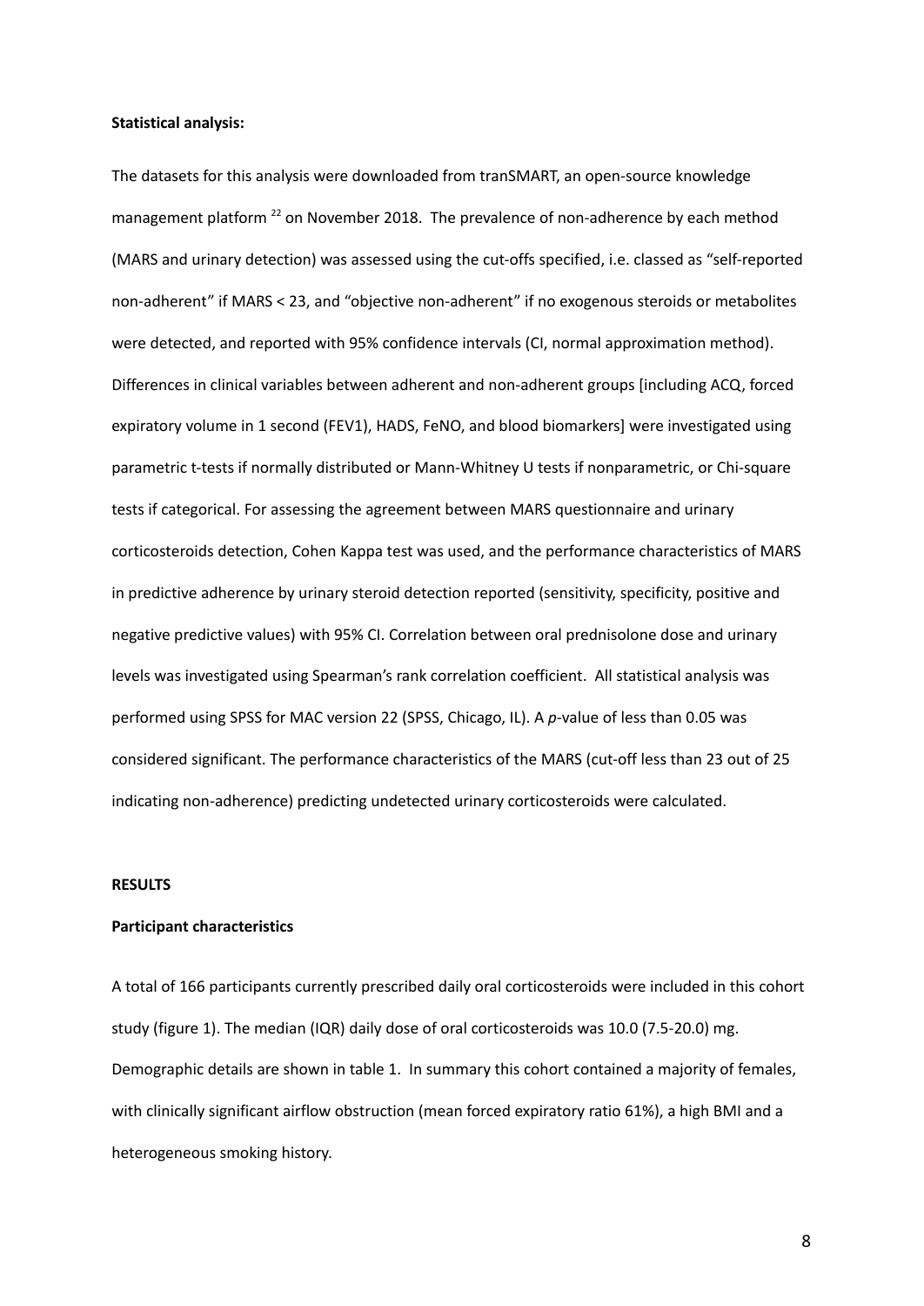**Statistical analysis:**

The datasets for this analysis were downloaded from tranSMART, an open-source knowledge management platform [22] on November 2018. The prevalence of non-adherence by each method (MARS and urinary detection) was assessed using the cut-offs specified, i.e. classed as "self-reported non-adherent" if MARS < 23, and "objective non-adherent" if no exogenous steroids or metabolites were detected, and reported with 95% confidence intervals (CI, normal approximation method). Differences in clinical variables between adherent and non-adherent groups [including ACQ, forced expiratory volume in 1 second (FEV1), HADS, FeNO, and blood biomarkers] were investigated using parametric t-tests if normally distributed or Mann-Whitney U tests if nonparametric, or Chi-square tests if categorical. For assessing the agreement between MARS questionnaire and urinary corticosteroids detection, Cohen Kappa test was used, and the performance characteristics of MARS in predictive adherence by urinary steroid detection reported (sensitivity, specificity, positive and negative predictive values) with 95% CI. Correlation between oral prednisolone dose and urinary levels was investigated using Spearman's rank correlation coefficient. All statistical analysis was performed using SPSS for MAC version 22 (SPSS, Chicago, IL). A *p*-value of less than 0.05 was considered significant. The performance characteristics of the MARS (cut-off less than 23 out of 25 indicating non-adherence) predicting undetected urinary corticosteroids were calculated.

**RESULTS**

**Participant characteristics**

A total of 166 participants currently prescribed daily oral corticosteroids were included in this cohort study (figure 1). The median (IQR) daily dose of oral corticosteroids was 10.0 (7.5-20.0) mg. Demographic details are shown in table 1. In summary this cohort contained a majority of females, with clinically significant airflow obstruction (mean forced expiratory ratio 61%), a high BMI and a heterogeneous smoking history.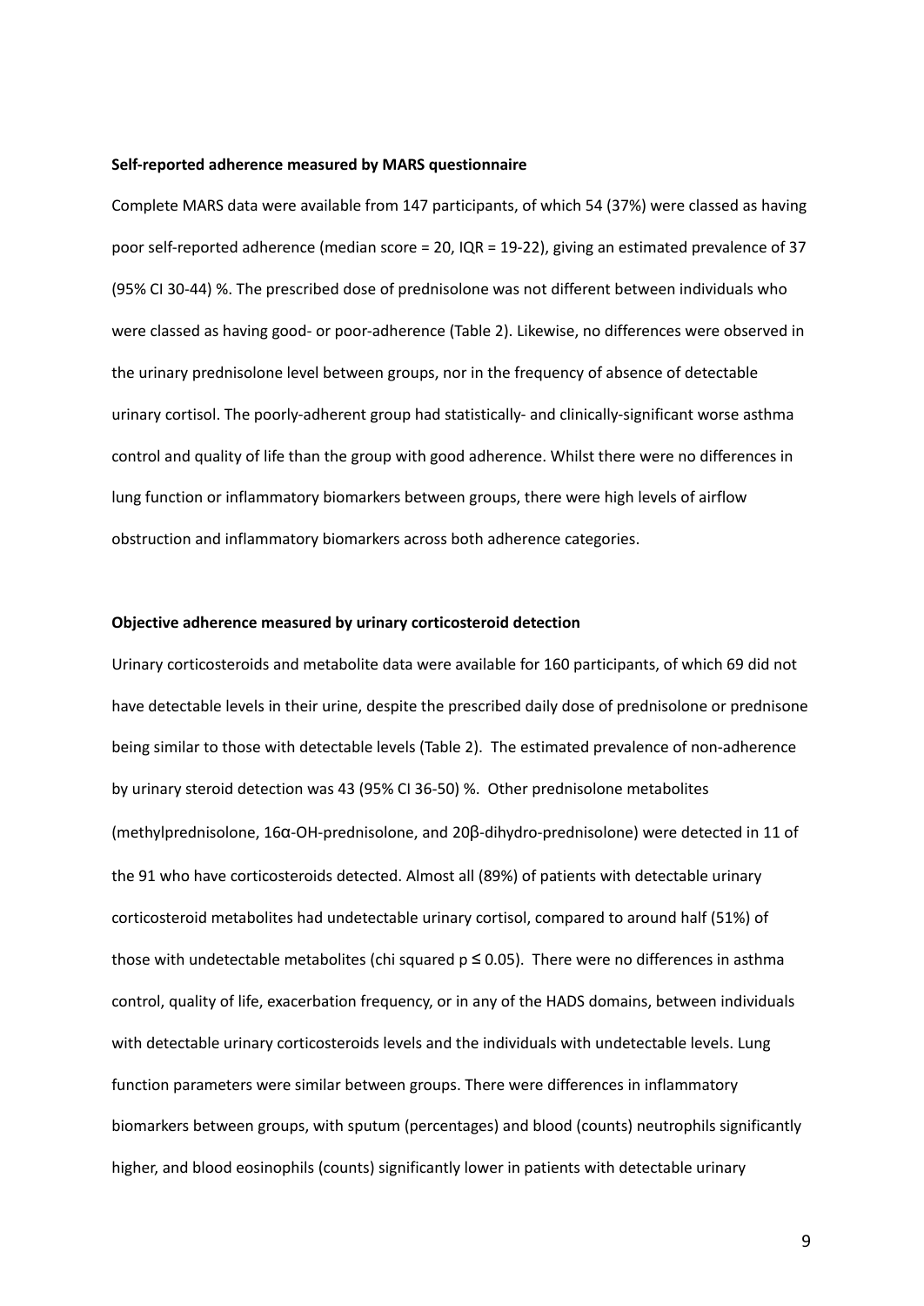**Self-reported adherence measured by MARS questionnaire**

Complete MARS data were available from 147 participants, of which 54 (37%) were classed as having poor self-reported adherence (median score = 20, IQR = 19-22), giving an estimated prevalence of 37 (95% CI 30-44) %. The prescribed dose of prednisolone was not different between individuals who were classed as having good- or poor-adherence (Table 2). Likewise, no differences were observed in the urinary prednisolone level between groups, nor in the frequency of absence of detectable urinary cortisol. The poorly-adherent group had statistically- and clinically-significant worse asthma control and quality of life than the group with good adherence. Whilst there were no differences in lung function or inflammatory biomarkers between groups, there were high levels of airflow obstruction and inflammatory biomarkers across both adherence categories.

**Objective adherence measured by urinary corticosteroid detection**

Urinary corticosteroids and metabolite data were available for 160 participants, of which 69 did not have detectable levels in their urine, despite the prescribed daily dose of prednisolone or prednisone being similar to those with detectable levels (Table 2). The estimated prevalence of non-adherence by urinary steroid detection was 43 (95% CI 36-50) %. Other prednisolone metabolites (methylprednisolone, 16α-OH-prednisolone, and 20β-dihydro-prednisolone) were detected in 11 of the 91 who have corticosteroids detected. Almost all (89%) of patients with detectable urinary corticosteroid metabolites had undetectable urinary cortisol, compared to around half (51%) of those with undetectable metabolites (chi squared $p \leq 0.05$). There were no differences in asthma control, quality of life, exacerbation frequency, or in any of the HADS domains, between individuals with detectable urinary corticosteroids levels and the individuals with undetectable levels. Lung function parameters were similar between groups. There were differences in inflammatory biomarkers between groups, with sputum (percentages) and blood (counts) neutrophils significantly higher, and blood eosinophils (counts) significantly lower in patients with detectable urinary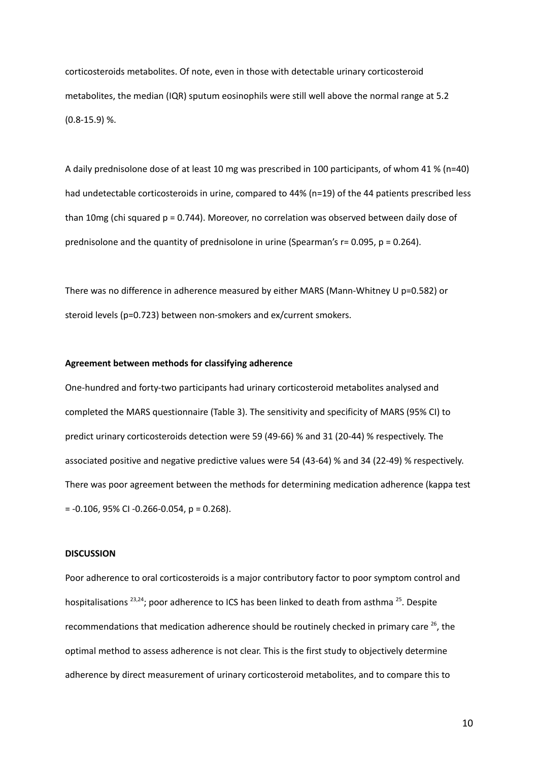corticosteroids metabolites. Of note, even in those with detectable urinary corticosteroid metabolites, the median (IQR) sputum eosinophils were still well above the normal range at 5.2 (0.8-15.9) %.

A daily prednisolone dose of at least 10 mg was prescribed in 100 participants, of whom 41 % (n=40) had undetectable corticosteroids in urine, compared to 44% (n=19) of the 44 patients prescribed less than 10mg (chi squared $p = 0.744$). Moreover, no correlation was observed between daily dose of prednisolone and the quantity of prednisolone in urine (Spearman's $r = 0.095$, $p = 0.264$).

There was no difference in adherence measured by either MARS (Mann-Whitney U $p=0.582$) or steroid levels ($p=0.723$) between non-smokers and ex/current smokers.

**Agreement between methods for classifying adherence**

One-hundred and forty-two participants had urinary corticosteroid metabolites analysed and completed the MARS questionnaire (Table 3). The sensitivity and specificity of MARS (95% CI) to predict urinary corticosteroids detection were 59 (49-66) % and 31 (20-44) % respectively. The associated positive and negative predictive values were 54 (43-64) % and 34 (22-49) % respectively. There was poor agreement between the methods for determining medication adherence (kappa test = -0.106, 95% CI -0.266-0.054, $p = 0.268$).

**DISCUSSION**

Poor adherence to oral corticosteroids is a major contributory factor to poor symptom control and hospitalisations [23,24]; poor adherence to ICS has been linked to death from asthma [25]. Despite recommendations that medication adherence should be routinely checked in primary care [26], the optimal method to assess adherence is not clear. This is the first study to objectively determine adherence by direct measurement of urinary corticosteroid metabolites, and to compare this to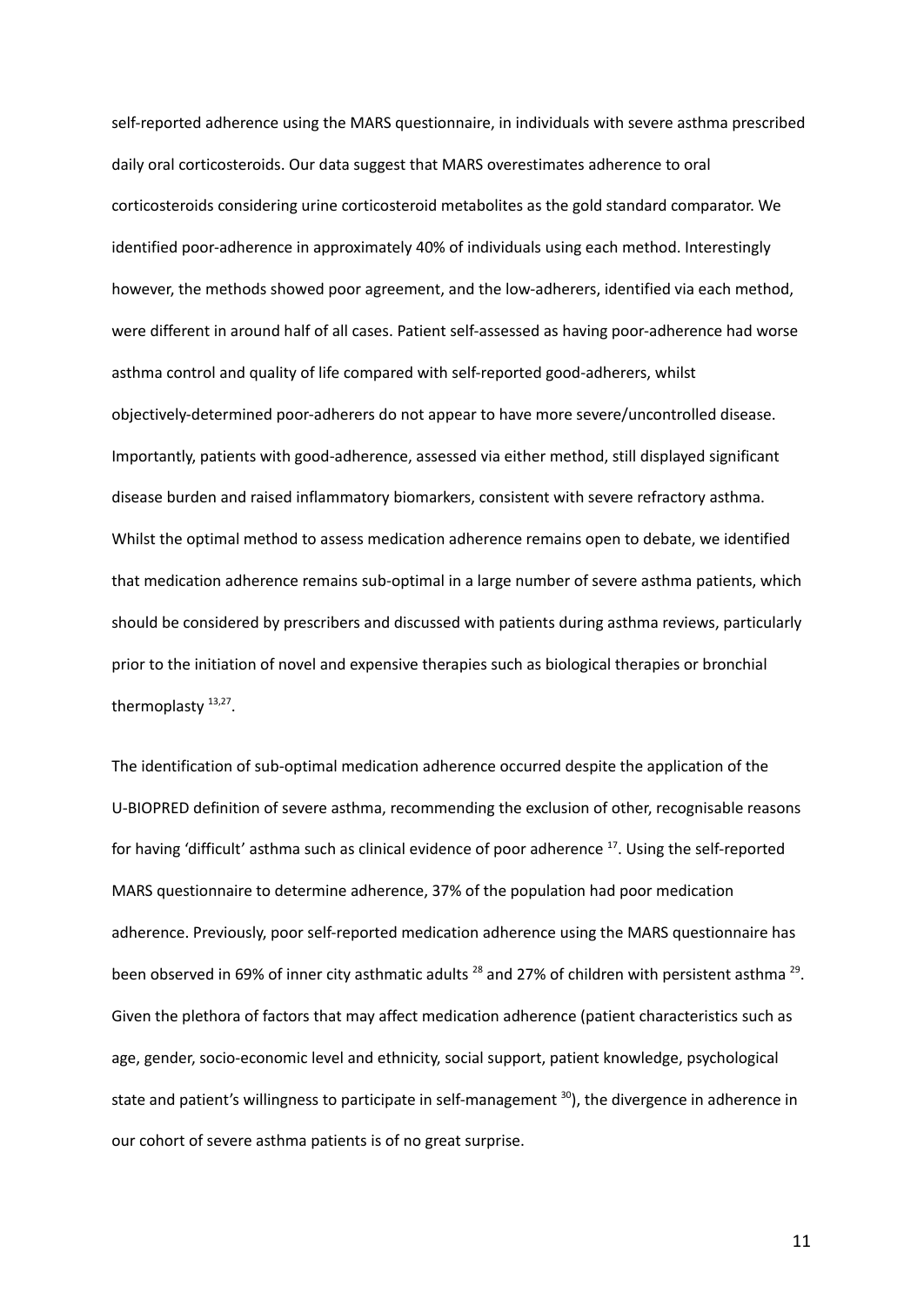self-reported adherence using the MARS questionnaire, in individuals with severe asthma prescribed daily oral corticosteroids. Our data suggest that MARS overestimates adherence to oral corticosteroids considering urine corticosteroid metabolites as the gold standard comparator. We identified poor-adherence in approximately 40% of individuals using each method. Interestingly however, the methods showed poor agreement, and the low-adherers, identified via each method, were different in around half of all cases. Patient self-assessed as having poor-adherence had worse asthma control and quality of life compared with self-reported good-adherers, whilst objectively-determined poor-adherers do not appear to have more severe/uncontrolled disease. Importantly, patients with good-adherence, assessed via either method, still displayed significant disease burden and raised inflammatory biomarkers, consistent with severe refractory asthma. Whilst the optimal method to assess medication adherence remains open to debate, we identified that medication adherence remains sub-optimal in a large number of severe asthma patients, which should be considered by prescribers and discussed with patients during asthma reviews, particularly prior to the initiation of novel and expensive therapies such as biological therapies or bronchial thermoplasty [13,27].

The identification of sub-optimal medication adherence occurred despite the application of the U-BIOPRED definition of severe asthma, recommending the exclusion of other, recognisable reasons for having 'difficult' asthma such as clinical evidence of poor adherence [17]. Using the self-reported MARS questionnaire to determine adherence, 37% of the population had poor medication adherence. Previously, poor self-reported medication adherence using the MARS questionnaire has been observed in 69% of inner city asthmatic adults [28] and 27% of children with persistent asthma [29]. Given the plethora of factors that may affect medication adherence (patient characteristics such as age, gender, socio-economic level and ethnicity, social support, patient knowledge, psychological state and patient's willingness to participate in self-management [30]), the divergence in adherence in our cohort of severe asthma patients is of no great surprise.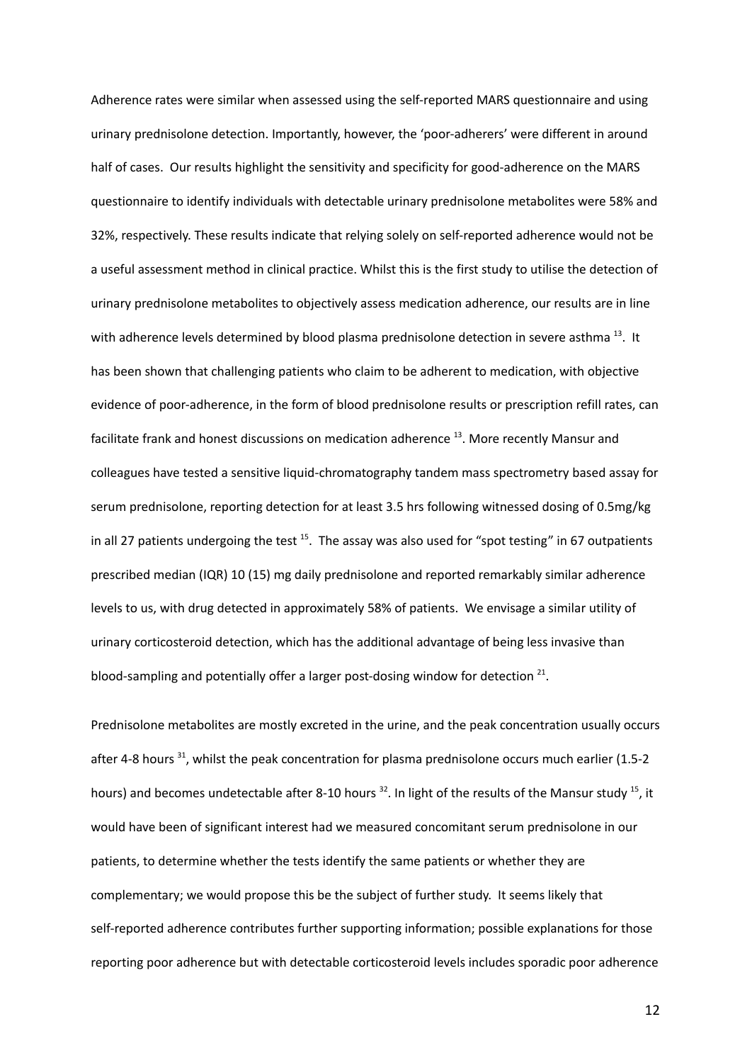Adherence rates were similar when assessed using the self-reported MARS questionnaire and using urinary prednisolone detection. Importantly, however, the 'poor-adherers' were different in around half of cases. Our results highlight the sensitivity and specificity for good-adherence on the MARS questionnaire to identify individuals with detectable urinary prednisolone metabolites were 58% and 32%, respectively. These results indicate that relying solely on self-reported adherence would not be a useful assessment method in clinical practice. Whilst this is the first study to utilise the detection of urinary prednisolone metabolites to objectively assess medication adherence, our results are in line with adherence levels determined by blood plasma prednisolone detection in severe asthma [13]. It has been shown that challenging patients who claim to be adherent to medication, with objective evidence of poor-adherence, in the form of blood prednisolone results or prescription refill rates, can facilitate frank and honest discussions on medication adherence [13]. More recently Mansur and colleagues have tested a sensitive liquid-chromatography tandem mass spectrometry based assay for serum prednisolone, reporting detection for at least 3.5 hrs following witnessed dosing of 0.5mg/kg in all 27 patients undergoing the test [15]. The assay was also used for "spot testing" in 67 outpatients prescribed median (IQR) 10 (15) mg daily prednisolone and reported remarkably similar adherence levels to us, with drug detected in approximately 58% of patients. We envisage a similar utility of urinary corticosteroid detection, which has the additional advantage of being less invasive than blood-sampling and potentially offer a larger post-dosing window for detection [21].

Prednisolone metabolites are mostly excreted in the urine, and the peak concentration usually occurs after 4-8 hours [31], whilst the peak concentration for plasma prednisolone occurs much earlier (1.5-2 hours) and becomes undetectable after 8-10 hours [32]. In light of the results of the Mansur study [15], it would have been of significant interest had we measured concomitant serum prednisolone in our patients, to determine whether the tests identify the same patients or whether they are complementary; we would propose this be the subject of further study. It seems likely that self-reported adherence contributes further supporting information; possible explanations for those reporting poor adherence but with detectable corticosteroid levels includes sporadic poor adherence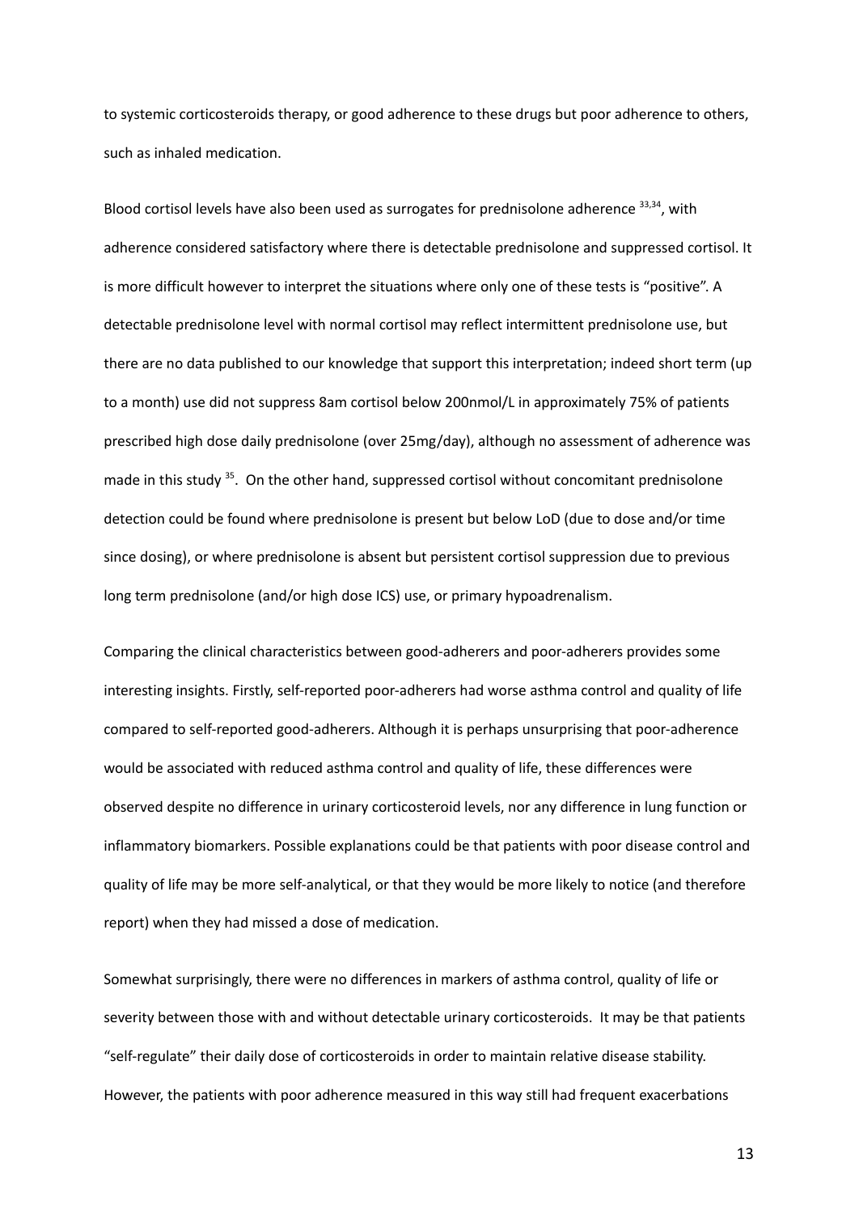to systemic corticosteroids therapy, or good adherence to these drugs but poor adherence to others, such as inhaled medication.

Blood cortisol levels have also been used as surrogates for prednisolone adherence [33,34], with adherence considered satisfactory where there is detectable prednisolone and suppressed cortisol. It is more difficult however to interpret the situations where only one of these tests is "positive". A detectable prednisolone level with normal cortisol may reflect intermittent prednisolone use, but there are no data published to our knowledge that support this interpretation; indeed short term (up to a month) use did not suppress 8am cortisol below 200nmol/L in approximately 75% of patients prescribed high dose daily prednisolone (over 25mg/day), although no assessment of adherence was made in this study [35]. On the other hand, suppressed cortisol without concomitant prednisolone detection could be found where prednisolone is present but below LoD (due to dose and/or time since dosing), or where prednisolone is absent but persistent cortisol suppression due to previous long term prednisolone (and/or high dose ICS) use, or primary hypoadrenalism.

Comparing the clinical characteristics between good-adherers and poor-adherers provides some interesting insights. Firstly, self-reported poor-adherers had worse asthma control and quality of life compared to self-reported good-adherers. Although it is perhaps unsurprising that poor-adherence would be associated with reduced asthma control and quality of life, these differences were observed despite no difference in urinary corticosteroid levels, nor any difference in lung function or inflammatory biomarkers. Possible explanations could be that patients with poor disease control and quality of life may be more self-analytical, or that they would be more likely to notice (and therefore report) when they had missed a dose of medication.

Somewhat surprisingly, there were no differences in markers of asthma control, quality of life or severity between those with and without detectable urinary corticosteroids. It may be that patients "self-regulate" their daily dose of corticosteroids in order to maintain relative disease stability. However, the patients with poor adherence measured in this way still had frequent exacerbations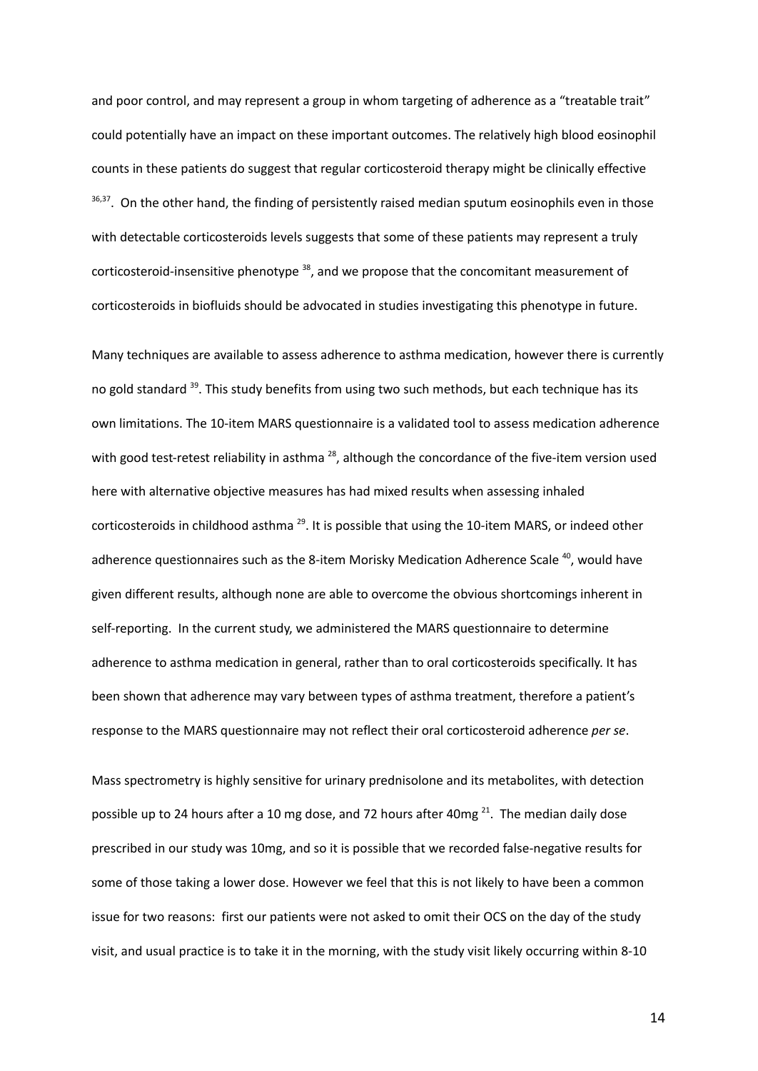and poor control, and may represent a group in whom targeting of adherence as a “treatable trait” could potentially have an impact on these important outcomes. The relatively high blood eosinophil counts in these patients do suggest that regular corticosteroid therapy might be clinically effective [36,37]. On the other hand, the finding of persistently raised median sputum eosinophils even in those with detectable corticosteroids levels suggests that some of these patients may represent a truly corticosteroid-insensitive phenotype [38], and we propose that the concomitant measurement of corticosteroids in biofluids should be advocated in studies investigating this phenotype in future.

Many techniques are available to assess adherence to asthma medication, however there is currently no gold standard [39]. This study benefits from using two such methods, but each technique has its own limitations. The 10-item MARS questionnaire is a validated tool to assess medication adherence with good test-retest reliability in asthma [28], although the concordance of the five-item version used here with alternative objective measures has had mixed results when assessing inhaled corticosteroids in childhood asthma [29]. It is possible that using the 10-item MARS, or indeed other adherence questionnaires such as the 8-item Morisky Medication Adherence Scale [40], would have given different results, although none are able to overcome the obvious shortcomings inherent in self-reporting. In the current study, we administered the MARS questionnaire to determine adherence to asthma medication in general, rather than to oral corticosteroids specifically. It has been shown that adherence may vary between types of asthma treatment, therefore a patient’s response to the MARS questionnaire may not reflect their oral corticosteroid adherence *per se*.

Mass spectrometry is highly sensitive for urinary prednisolone and its metabolites, with detection possible up to 24 hours after a 10 mg dose, and 72 hours after 40mg [21]. The median daily dose prescribed in our study was 10mg, and so it is possible that we recorded false-negative results for some of those taking a lower dose. However we feel that this is not likely to have been a common issue for two reasons: first our patients were not asked to omit their OCS on the day of the study visit, and usual practice is to take it in the morning, with the study visit likely occurring within 8-10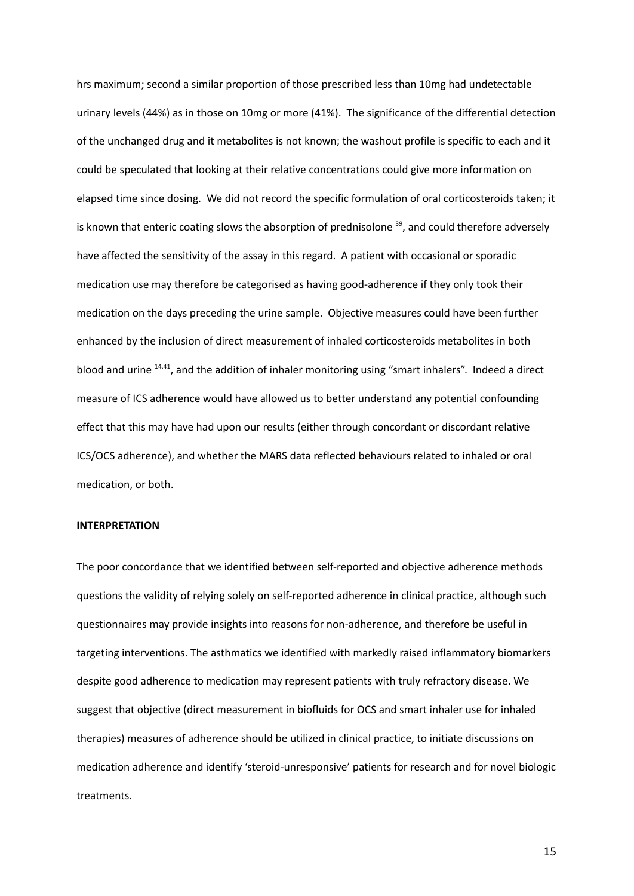hrs maximum; second a similar proportion of those prescribed less than 10mg had undetectable urinary levels (44%) as in those on 10mg or more (41%). The significance of the differential detection of the unchanged drug and it metabolites is not known; the washout profile is specific to each and it could be speculated that looking at their relative concentrations could give more information on elapsed time since dosing. We did not record the specific formulation of oral corticosteroids taken; it is known that enteric coating slows the absorption of prednisolone [39], and could therefore adversely have affected the sensitivity of the assay in this regard. A patient with occasional or sporadic medication use may therefore be categorised as having good-adherence if they only took their medication on the days preceding the urine sample. Objective measures could have been further enhanced by the inclusion of direct measurement of inhaled corticosteroids metabolites in both blood and urine [14,41], and the addition of inhaler monitoring using "smart inhalers". Indeed a direct measure of ICS adherence would have allowed us to better understand any potential confounding effect that this may have had upon our results (either through concordant or discordant relative ICS/OCS adherence), and whether the MARS data reflected behaviours related to inhaled or oral medication, or both.

**INTERPRETATION**

The poor concordance that we identified between self-reported and objective adherence methods questions the validity of relying solely on self-reported adherence in clinical practice, although such questionnaires may provide insights into reasons for non-adherence, and therefore be useful in targeting interventions. The asthmatics we identified with markedly raised inflammatory biomarkers despite good adherence to medication may represent patients with truly refractory disease. We suggest that objective (direct measurement in biofluids for OCS and smart inhaler use for inhaled therapies) measures of adherence should be utilized in clinical practice, to initiate discussions on medication adherence and identify 'steroid-unresponsive' patients for research and for novel biologic treatments.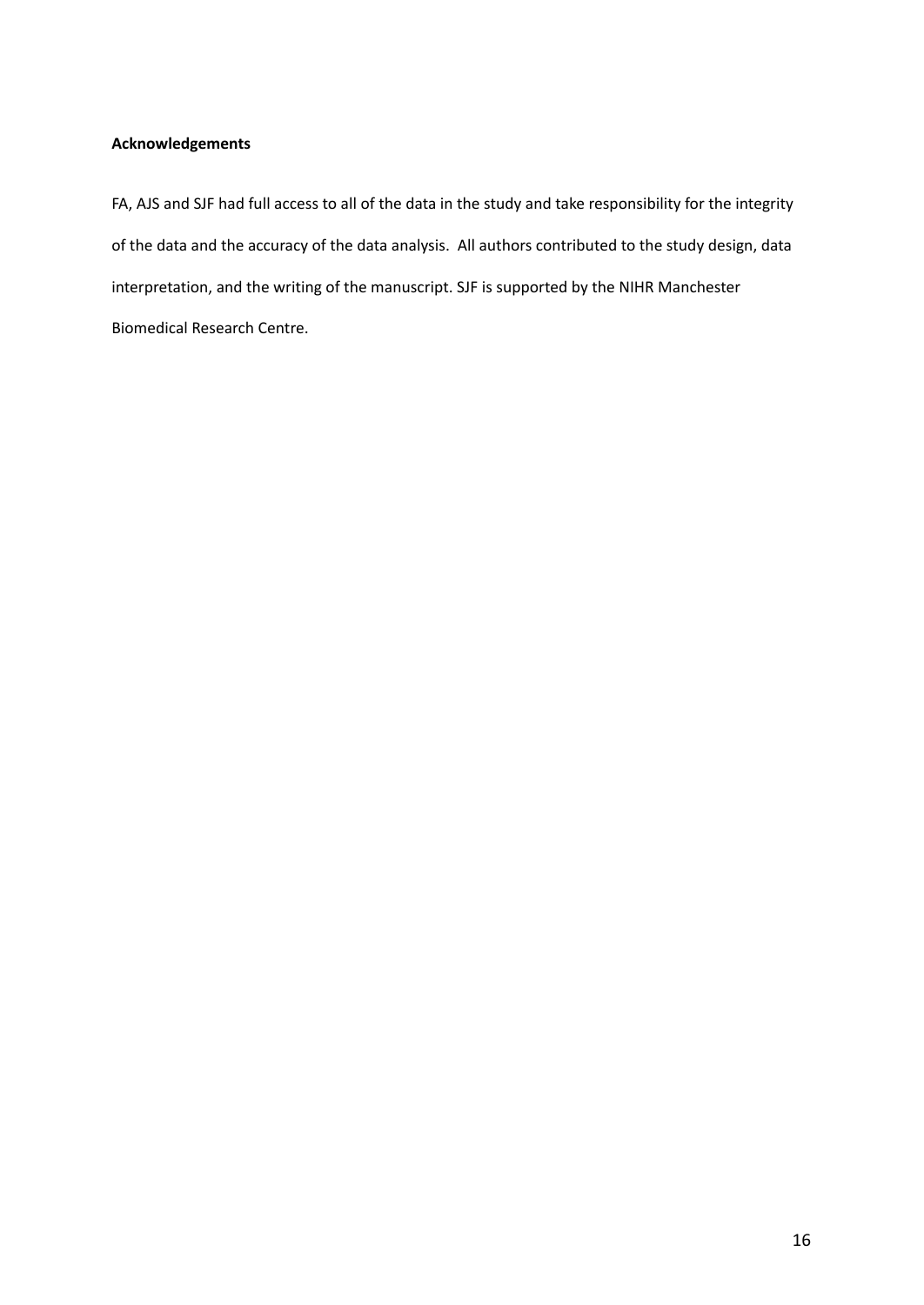**Acknowledgements**

FA, AJS and SJF had full access to all of the data in the study and take responsibility for the integrity of the data and the accuracy of the data analysis. All authors contributed to the study design, data interpretation, and the writing of the manuscript. SJF is supported by the NIHR Manchester Biomedical Research Centre.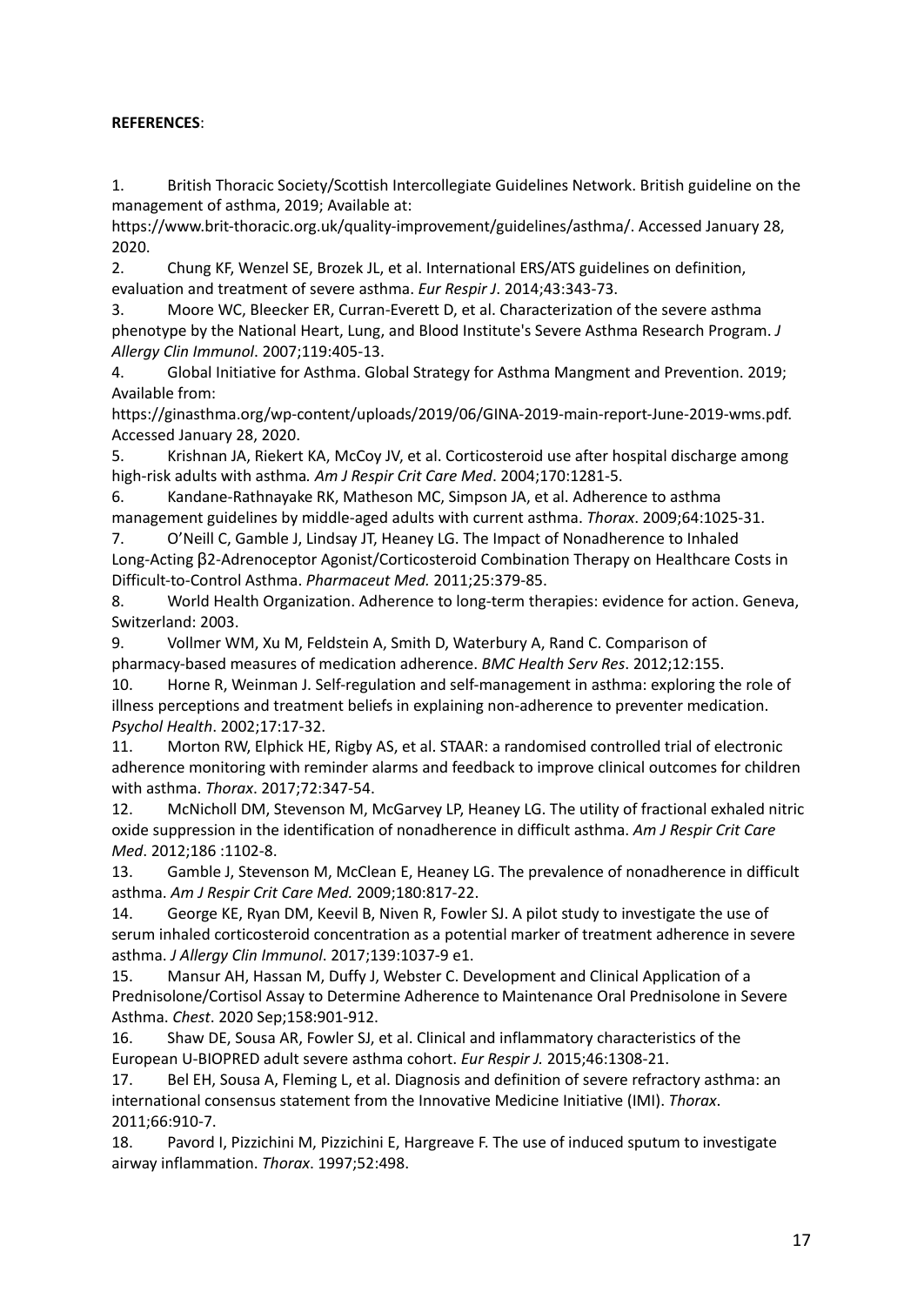**REFERENCES**:

1. British Thoracic Society/Scottish Intercollegiate Guidelines Network. British guideline on the management of asthma, 2019; Available at: https://www.brit-thoracic.org.uk/quality-improvement/guidelines/asthma/. Accessed January 28, 2020.
2. Chung KF, Wenzel SE, Brozek JL, et al. International ERS/ATS guidelines on definition, evaluation and treatment of severe asthma. *Eur Respir J*. 2014;43:343-73.
3. Moore WC, Bleecker ER, Curran-Everett D, et al. Characterization of the severe asthma phenotype by the National Heart, Lung, and Blood Institute's Severe Asthma Research Program. *J Allergy Clin Immunol*. 2007;119:405-13.
4. Global Initiative for Asthma. Global Strategy for Asthma Mangment and Prevention. 2019; Available from: https://ginasthma.org/wp-content/uploads/2019/06/GINA-2019-main-report-June-2019-wms.pdf. Accessed January 28, 2020.
5. Krishnan JA, Riekert KA, McCoy JV, et al. Corticosteroid use after hospital discharge among high-risk adults with asthma*. Am J Respir Crit Care Med*. 2004;170:1281-5.
6. Kandane-Rathnayake RK, Matheson MC, Simpson JA, et al. Adherence to asthma management guidelines by middle-aged adults with current asthma. *Thorax*. 2009;64:1025-31.
7. O'Neill C, Gamble J, Lindsay JT, Heaney LG. The Impact of Nonadherence to Inhaled Long-Acting β2-Adrenoceptor Agonist/Corticosteroid Combination Therapy on Healthcare Costs in Difficult-to-Control Asthma. *Pharmaceut Med.* 2011;25:379-85.
8. World Health Organization. Adherence to long-term therapies: evidence for action. Geneva, Switzerland: 2003.
9. Vollmer WM, Xu M, Feldstein A, Smith D, Waterbury A, Rand C. Comparison of pharmacy-based measures of medication adherence. *BMC Health Serv Res*. 2012;12:155.
10. Horne R, Weinman J. Self-regulation and self-management in asthma: exploring the role of illness perceptions and treatment beliefs in explaining non-adherence to preventer medication. *Psychol Health*. 2002;17:17-32.
11. Morton RW, Elphick HE, Rigby AS, et al. STAAR: a randomised controlled trial of electronic adherence monitoring with reminder alarms and feedback to improve clinical outcomes for children with asthma. *Thorax*. 2017;72:347-54.
12. McNicholl DM, Stevenson M, McGarvey LP, Heaney LG. The utility of fractional exhaled nitric oxide suppression in the identification of nonadherence in difficult asthma. *Am J Respir Crit Care Med*. 2012;186 :1102-8.
13. Gamble J, Stevenson M, McClean E, Heaney LG. The prevalence of nonadherence in difficult asthma. *Am J Respir Crit Care Med.* 2009;180:817-22.
14. George KE, Ryan DM, Keevil B, Niven R, Fowler SJ. A pilot study to investigate the use of serum inhaled corticosteroid concentration as a potential marker of treatment adherence in severe asthma. *J Allergy Clin Immunol*. 2017;139:1037-9 e1.
15. Mansur AH, Hassan M, Duffy J, Webster C. Development and Clinical Application of a Prednisolone/Cortisol Assay to Determine Adherence to Maintenance Oral Prednisolone in Severe Asthma. *Chest*. 2020 Sep;158:901-912.
16. Shaw DE, Sousa AR, Fowler SJ, et al. Clinical and inflammatory characteristics of the European U-BIOPRED adult severe asthma cohort. *Eur Respir J.* 2015;46:1308-21.
17. Bel EH, Sousa A, Fleming L, et al. Diagnosis and definition of severe refractory asthma: an international consensus statement from the Innovative Medicine Initiative (IMI). *Thorax*. 2011;66:910-7.
18. Pavord I, Pizzichini M, Pizzichini E, Hargreave F. The use of induced sputum to investigate airway inflammation. *Thorax*. 1997;52:498.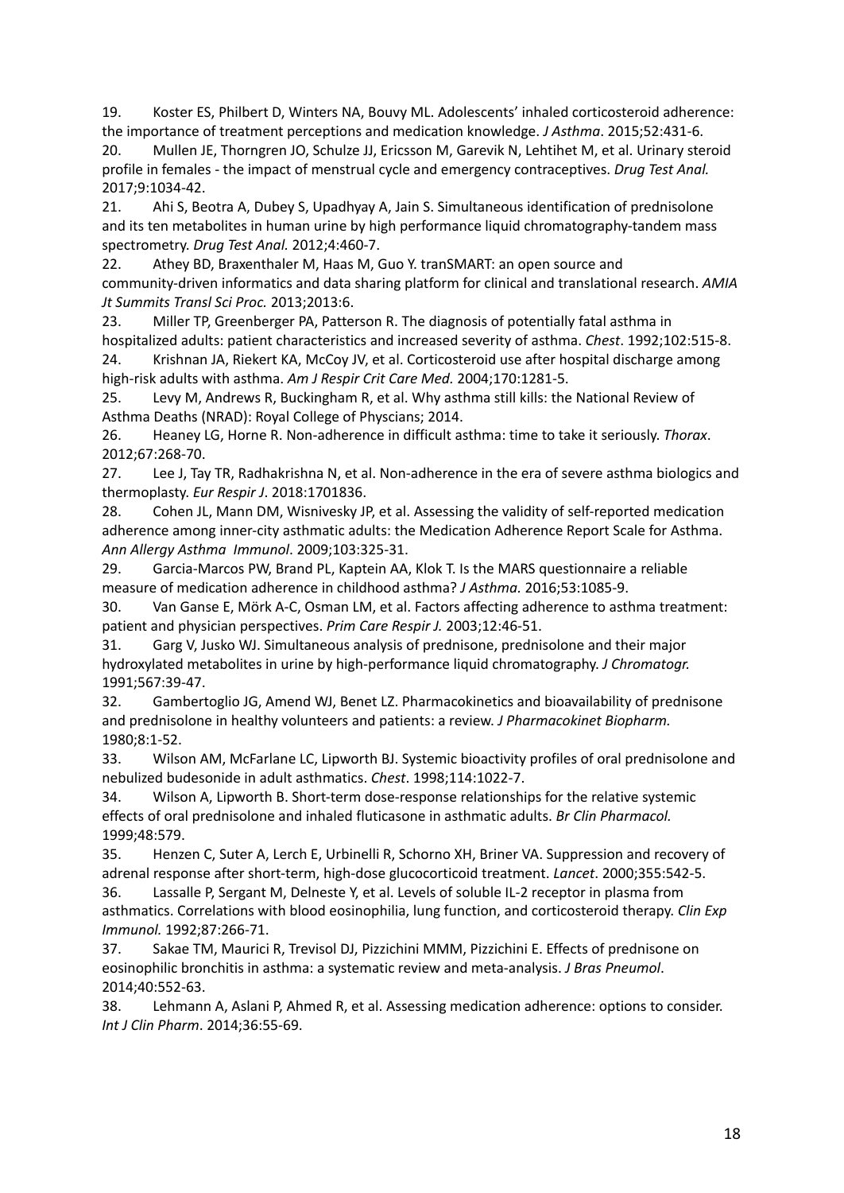19. Koster ES, Philbert D, Winters NA, Bouvy ML. Adolescents' inhaled corticosteroid adherence: the importance of treatment perceptions and medication knowledge. *J Asthma*. 2015;52:431-6.
20. Mullen JE, Thorngren JO, Schulze JJ, Ericsson M, Garevik N, Lehtihet M, et al. Urinary steroid profile in females - the impact of menstrual cycle and emergency contraceptives. *Drug Test Anal.* 2017;9:1034-42.
21. Ahi S, Beotra A, Dubey S, Upadhyay A, Jain S. Simultaneous identification of prednisolone and its ten metabolites in human urine by high performance liquid chromatography-tandem mass spectrometry. *Drug Test Anal.* 2012;4:460-7.
22. Athey BD, Braxenthaler M, Haas M, Guo Y. tranSMART: an open source and community-driven informatics and data sharing platform for clinical and translational research. *AMIA Jt Summits Transl Sci Proc.* 2013;2013:6.
23. Miller TP, Greenberger PA, Patterson R. The diagnosis of potentially fatal asthma in hospitalized adults: patient characteristics and increased severity of asthma. *Chest*. 1992;102:515-8.
24. Krishnan JA, Riekert KA, McCoy JV, et al. Corticosteroid use after hospital discharge among high-risk adults with asthma. *Am J Respir Crit Care Med.* 2004;170:1281-5.
25. Levy M, Andrews R, Buckingham R, et al. Why asthma still kills: the National Review of Asthma Deaths (NRAD): Royal College of Physcians; 2014.
26. Heaney LG, Horne R. Non-adherence in difficult asthma: time to take it seriously. *Thorax*. 2012;67:268-70.
27. Lee J, Tay TR, Radhakrishna N, et al. Non-adherence in the era of severe asthma biologics and thermoplasty. *Eur Respir J*. 2018:1701836.
28. Cohen JL, Mann DM, Wisnivesky JP, et al. Assessing the validity of self-reported medication adherence among inner-city asthmatic adults: the Medication Adherence Report Scale for Asthma. *Ann Allergy Asthma Immunol*. 2009;103:325-31.
29. Garcia-Marcos PW, Brand PL, Kaptein AA, Klok T. Is the MARS questionnaire a reliable measure of medication adherence in childhood asthma? *J Asthma.* 2016;53:1085-9.
30. Van Ganse E, Mörk A-C, Osman LM, et al. Factors affecting adherence to asthma treatment: patient and physician perspectives. *Prim Care Respir J.* 2003;12:46-51.
31. Garg V, Jusko WJ. Simultaneous analysis of prednisone, prednisolone and their major hydroxylated metabolites in urine by high-performance liquid chromatography. *J Chromatogr.* 1991;567:39-47.
32. Gambertoglio JG, Amend WJ, Benet LZ. Pharmacokinetics and bioavailability of prednisone and prednisolone in healthy volunteers and patients: a review. *J Pharmacokinet Biopharm.* 1980;8:1-52.
33. Wilson AM, McFarlane LC, Lipworth BJ. Systemic bioactivity profiles of oral prednisolone and nebulized budesonide in adult asthmatics. *Chest*. 1998;114:1022-7.
34. Wilson A, Lipworth B. Short-term dose-response relationships for the relative systemic effects of oral prednisolone and inhaled fluticasone in asthmatic adults. *Br Clin Pharmacol.* 1999;48:579.
35. Henzen C, Suter A, Lerch E, Urbinelli R, Schorno XH, Briner VA. Suppression and recovery of adrenal response after short-term, high-dose glucocorticoid treatment. *Lancet*. 2000;355:542-5.
36. Lassalle P, Sergant M, Delneste Y, et al. Levels of soluble IL-2 receptor in plasma from asthmatics. Correlations with blood eosinophilia, lung function, and corticosteroid therapy. *Clin Exp Immunol.* 1992;87:266-71.
37. Sakae TM, Maurici R, Trevisol DJ, Pizzichini MMM, Pizzichini E. Effects of prednisone on eosinophilic bronchitis in asthma: a systematic review and meta-analysis. *J Bras Pneumol*. 2014;40:552-63.
38. Lehmann A, Aslani P, Ahmed R, et al. Assessing medication adherence: options to consider. *Int J Clin Pharm*. 2014;36:55-69.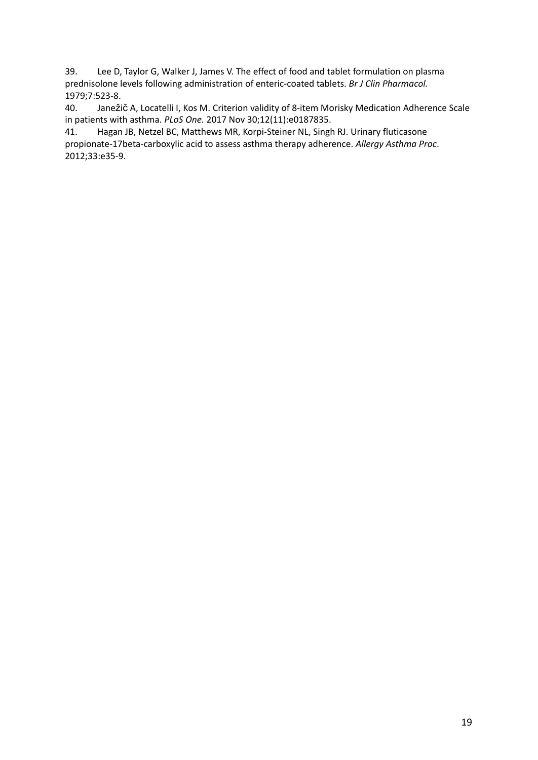39. Lee D, Taylor G, Walker J, James V. The effect of food and tablet formulation on plasma prednisolone levels following administration of enteric-coated tablets. *Br J Clin Pharmacol.* 1979;7:523-8.

40. Janežič A, Locatelli I, Kos M. Criterion validity of 8-item Morisky Medication Adherence Scale in patients with asthma. *PLoS One.* 2017 Nov 30;12(11):e0187835.

41. Hagan JB, Netzel BC, Matthews MR, Korpi-Steiner NL, Singh RJ. Urinary fluticasone propionate-17beta-carboxylic acid to assess asthma therapy adherence. *Allergy Asthma Proc*. 2012;33:e35-9.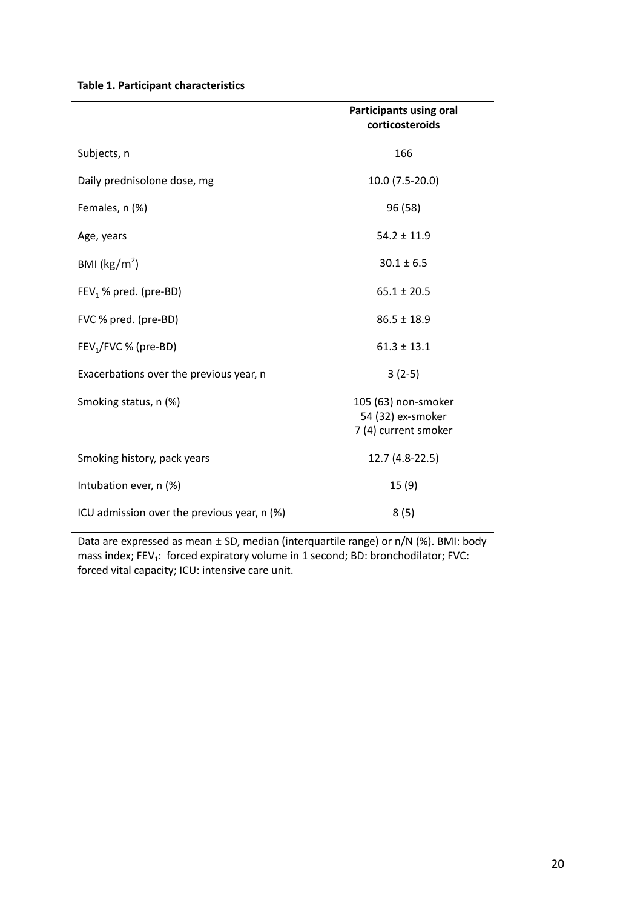**Table 1. Participant characteristics**

| | Participants using oral corticosteroids |
|---|---|
| Subjects, n | 166 |
| Daily prednisolone dose, mg | 10.0 (7.5-20.0) |
| Females, n (%) | 96 (58) |
| Age, years | 54.2 ± 11.9 |
| BMI ($kg/m^2$) | 30.1 ± 6.5 |
| $FEV_1$ % pred. (pre-BD) | 65.1 ± 20.5 |
| FVC % pred. (pre-BD) | 86.5 ± 18.9 |
| $FEV_1$/FVC % (pre-BD) | 61.3 ± 13.1 |
| Exacerbations over the previous year, n | 3 (2-5) |
| Smoking status, n (%) | 105 (63) non-smoker<br>54 (32) ex-smoker<br>7 (4) current smoker |
| Smoking history, pack years | 12.7 (4.8-22.5) |
| Intubation ever, n (%) | 15 (9) |
| ICU admission over the previous year, n (%) | 8 (5) |

Data are expressed as mean ± SD, median (interquartile range) or n/N (%). BMI: body mass index; $FEV_1$: forced expiratory volume in 1 second; BD: bronchodilator; FVC: forced vital capacity; ICU: intensive care unit.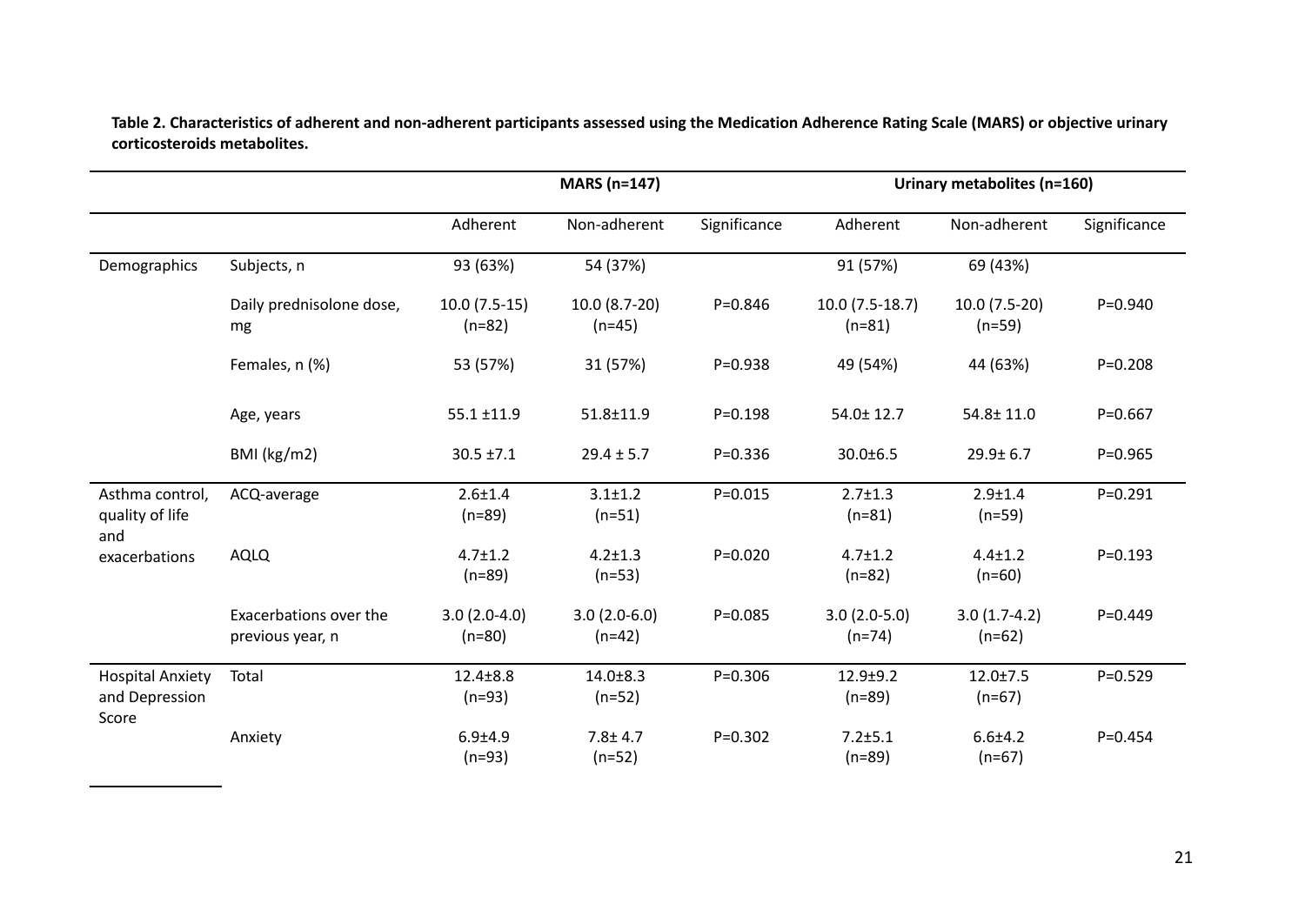**Table 2. Characteristics of adherent and non-adherent participants assessed using the Medication Adherence Rating Scale (MARS) or objective urinary corticosteroids metabolites.**

| | | MARS (n=147) | | | Urinary metabolites (n=160) | | |
|---|---|---|---|---|---|---|---|
| | | Adherent | Non-adherent | Significance | Adherent | Non-adherent | Significance |
| Demographics | Subjects, n | 93 (63%) | 54 (37%) | | 91 (57%) | 69 (43%) | |
| | Daily prednisolone dose, mg | 10.0 (7.5-15) (n=82) | 10.0 (8.7-20) (n=45) | P=0.846 | 10.0 (7.5-18.7) (n=81) | 10.0 (7.5-20) (n=59) | P=0.940 |
| | Females, n (%) | 53 (57%) | 31 (57%) | P=0.938 | 49 (54%) | 44 (63%) | P=0.208 |
| | Age, years | 55.1 ±11.9 | 51.8±11.9 | P=0.198 | 54.0± 12.7 | 54.8± 11.0 | P=0.667 |
| | BMI (kg/m2) | 30.5 ±7.1 | 29.4 ± 5.7 | P=0.336 | 30.0±6.5 | 29.9± 6.7 | P=0.965 |
| Asthma control, quality of life and exacerbations | ACQ-average | 2.6±1.4 (n=89) | 3.1±1.2 (n=51) | P=0.015 | 2.7±1.3 (n=81) | 2.9±1.4 (n=59) | P=0.291 |
| | AQLQ | 4.7±1.2 (n=89) | 4.2±1.3 (n=53) | P=0.020 | 4.7±1.2 (n=82) | 4.4±1.2 (n=60) | P=0.193 |
| | Exacerbations over the previous year, n | 3.0 (2.0-4.0) (n=80) | 3.0 (2.0-6.0) (n=42) | P=0.085 | 3.0 (2.0-5.0) (n=74) | 3.0 (1.7-4.2) (n=62) | P=0.449 |
| Hospital Anxiety and Depression Score | Total | 12.4±8.8 (n=93) | 14.0±8.3 (n=52) | P=0.306 | 12.9±9.2 (n=89) | 12.0±7.5 (n=67) | P=0.529 |
| | Anxiety | 6.9±4.9 (n=93) | 7.8± 4.7 (n=52) | P=0.302 | 7.2±5.1 (n=89) | 6.6±4.2 (n=67) | P=0.454 |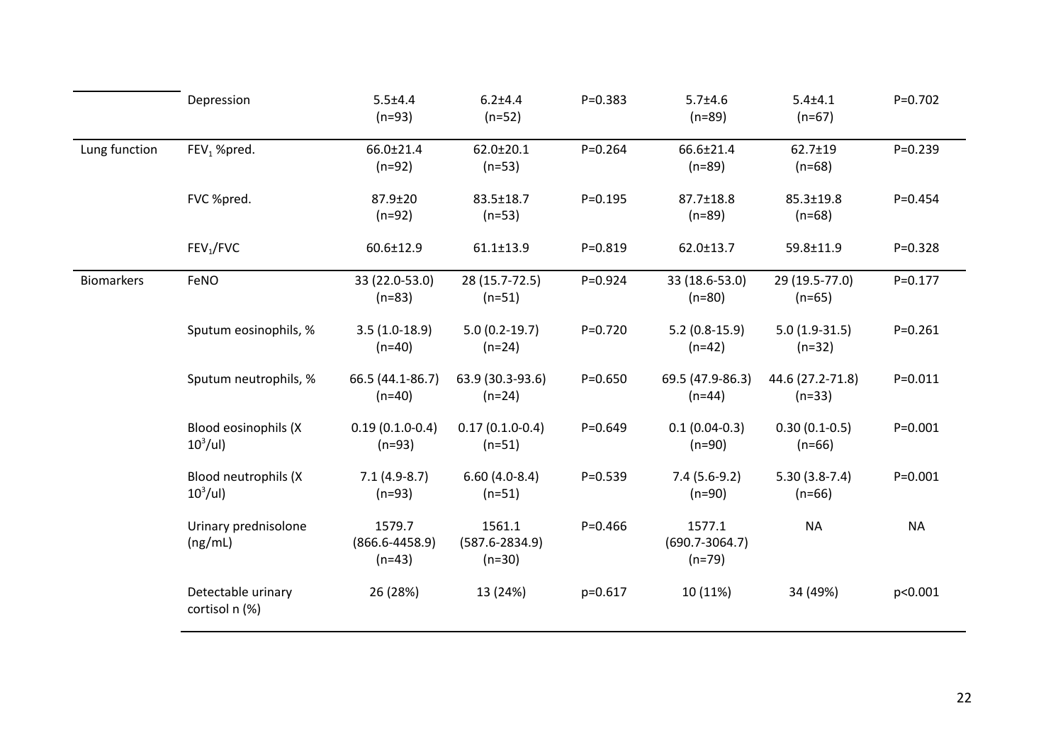| | | | | | | | |
|---|---|---|---|---|---|---|---|
| | Depression | 5.5±4.4 (n=93) | 6.2±4.4 (n=52) | P=0.383 | 5.7±4.6 (n=89) | 5.4±4.1 (n=67) | P=0.702 |
| Lung function | $FEV_1$ %pred. | 66.0±21.4 (n=92) | 62.0±20.1 (n=53) | P=0.264 | 66.6±21.4 (n=89) | 62.7±19 (n=68) | P=0.239 |
| | FVC %pred. | 87.9±20 (n=92) | 83.5±18.7 (n=53) | P=0.195 | 87.7±18.8 (n=89) | 85.3±19.8 (n=68) | P=0.454 |
| | $FEV_1$/FVC | 60.6±12.9 | 61.1±13.9 | P=0.819 | 62.0±13.7 | 59.8±11.9 | P=0.328 |
| Biomarkers | FeNO | 33 (22.0-53.0) (n=83) | 28 (15.7-72.5) (n=51) | P=0.924 | 33 (18.6-53.0) (n=80) | 29 (19.5-77.0) (n=65) | P=0.177 |
| | Sputum eosinophils, % | 3.5 (1.0-18.9) (n=40) | 5.0 (0.2-19.7) (n=24) | P=0.720 | 5.2 (0.8-15.9) (n=42) | 5.0 (1.9-31.5) (n=32) | P=0.261 |
| | Sputum neutrophils, % | 66.5 (44.1-86.7) (n=40) | 63.9 (30.3-93.6) (n=24) | P=0.650 | 69.5 (47.9-86.3) (n=44) | 44.6 (27.2-71.8) (n=33) | P=0.011 |
| | Blood eosinophils (X $10^3$/ul) | 0.19 (0.1.0-0.4) (n=93) | 0.17 (0.1.0-0.4) (n=51) | P=0.649 | 0.1 (0.04-0.3) (n=90) | 0.30 (0.1-0.5) (n=66) | P=0.001 |
| | Blood neutrophils (X $10^3$/ul) | 7.1 (4.9-8.7) (n=93) | 6.60 (4.0-8.4) (n=51) | P=0.539 | 7.4 (5.6-9.2) (n=90) | 5.30 (3.8-7.4) (n=66) | P=0.001 |
| | Urinary prednisolone (ng/mL) | 1579.7 (866.6-4458.9) (n=43) | 1561.1 (587.6-2834.9) (n=30) | P=0.466 | 1577.1 (690.7-3064.7) (n=79) | NA | NA |
| | Detectable urinary cortisol n (%) | 26 (28%) | 13 (24%) | p=0.617 | 10 (11%) | 34 (49%) | p<0.001 |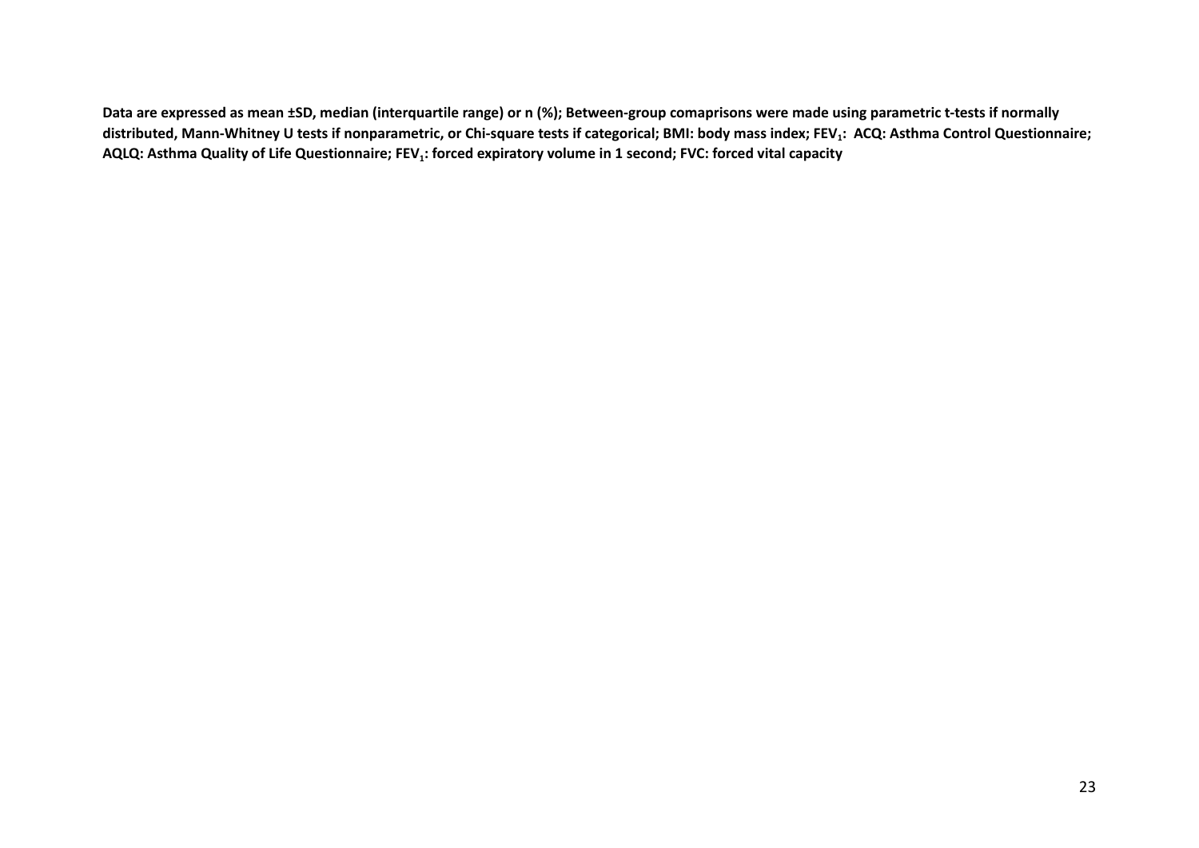**Data are expressed as mean ±SD, median (interquartile range) or n (%); Between-group comaprisons were made using parametric t-tests if normally distributed, Mann-Whitney U tests if nonparametric, or Chi-square tests if categorical; BMI: body mass index; $FEV_1$: ACQ: Asthma Control Questionnaire; AQLQ: Asthma Quality of Life Questionnaire; $FEV_1$: forced expiratory volume in 1 second; FVC: forced vital capacity**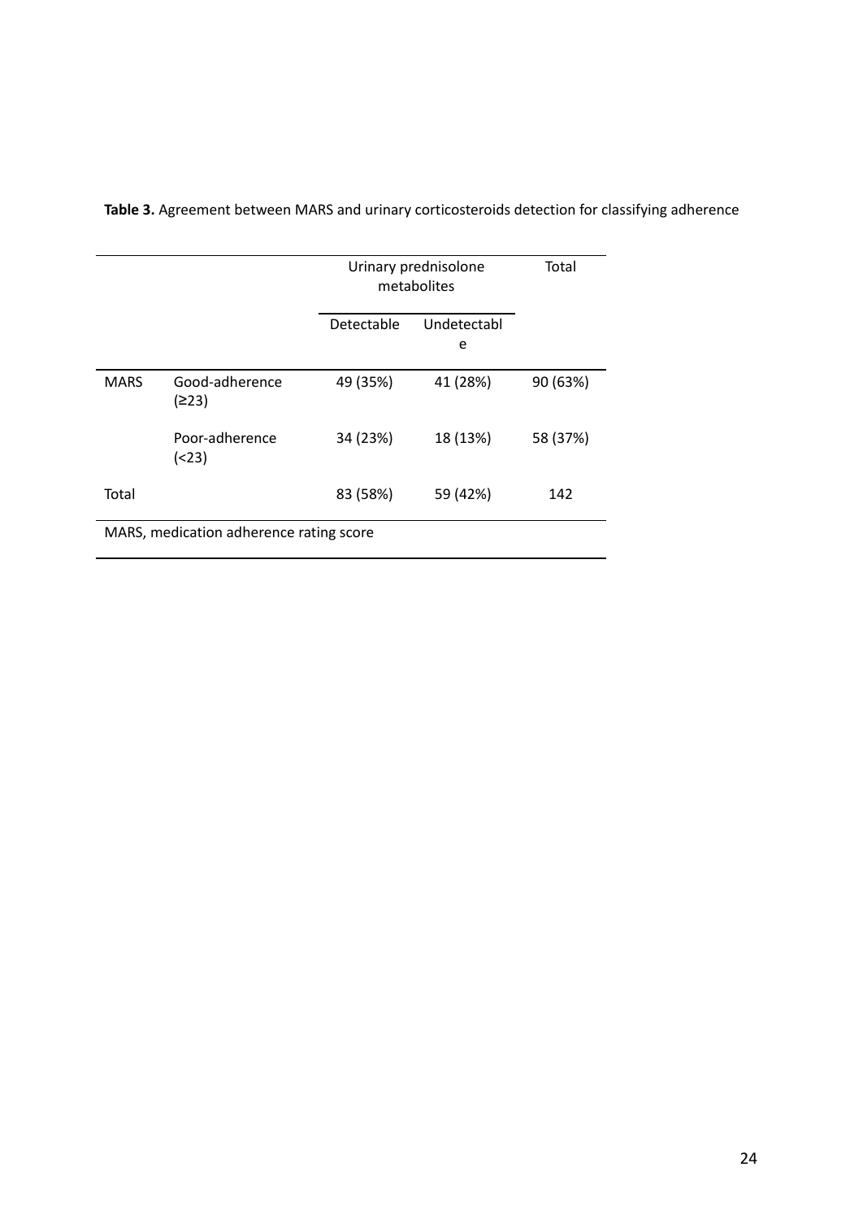**Table 3.** Agreement between MARS and urinary corticosteroids detection for classifying adherence

| | | Urinary prednisolone metabolites | | Total |
|---|---|---|---|---|
| | | Detectable | Undetectable | |
| MARS | Good-adherence (≥23) | 49 (35%) | 41 (28%) | 90 (63%) |
| | Poor-adherence (<23) | 34 (23%) | 18 (13%) | 58 (37%) |
| Total | | 83 (58%) | 59 (42%) | 142 |

MARS, medication adherence rating score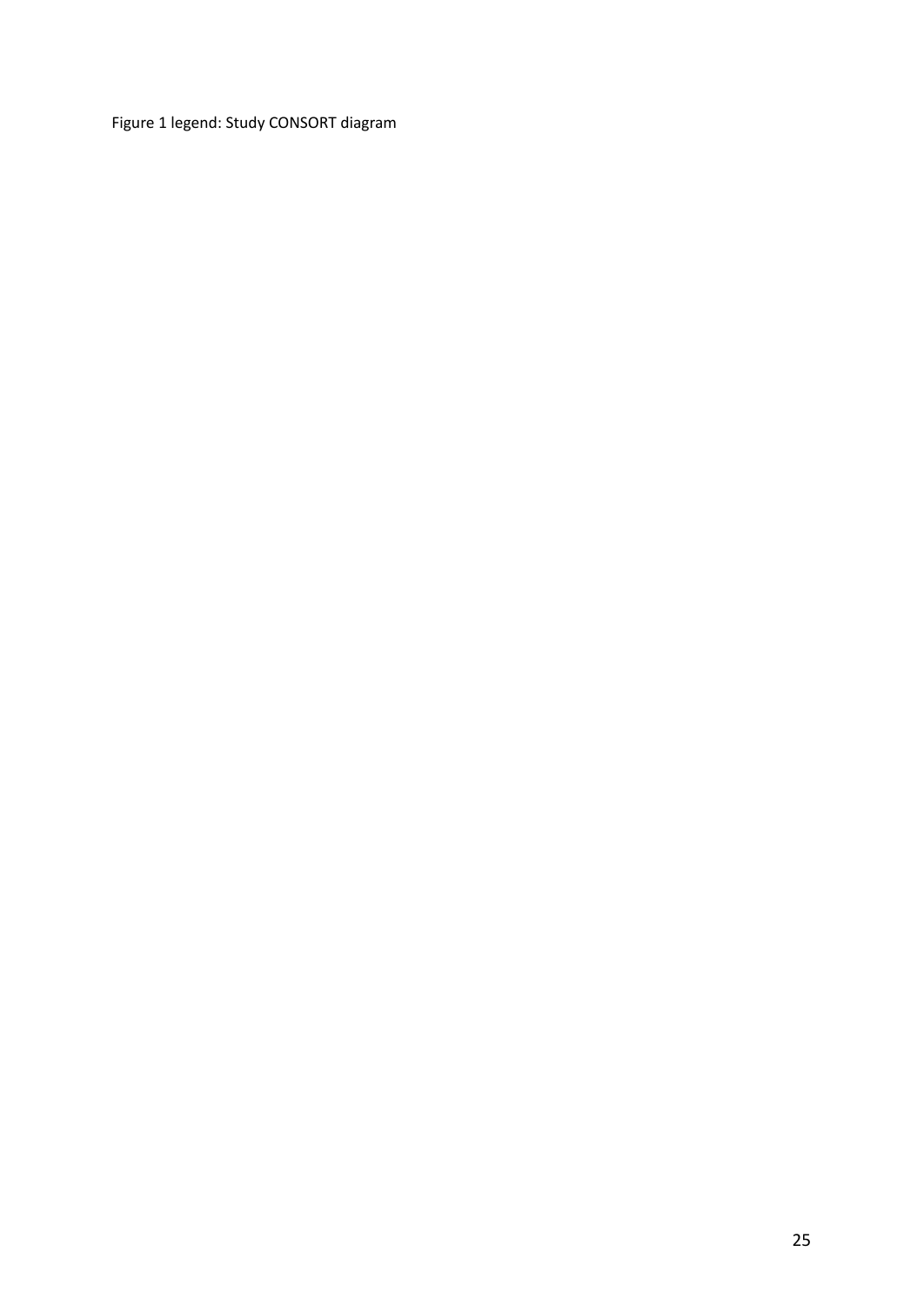Figure 1 legend: Study CONSORT diagram